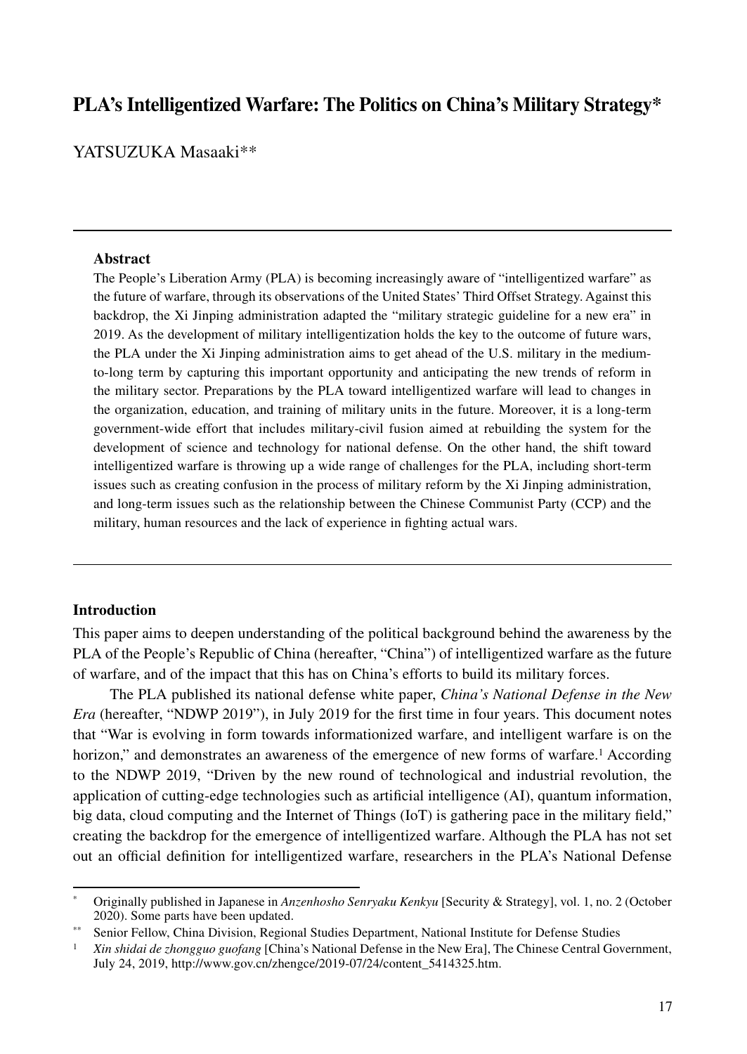# PLA's Intelligentized Warfare: The Politics on China's Military Strategy*

YATSUZUKA Masaaki**

---

**Abstract**

The People's Liberation Army (PLA) is becoming increasingly aware of "intelligentized warfare" as the future of warfare, through its observations of the United States' Third Offset Strategy. Against this backdrop, the Xi Jinping administration adapted the "military strategic guideline for a new era" in 2019. As the development of military intelligentization holds the key to the outcome of future wars, the PLA under the Xi Jinping administration aims to get ahead of the U.S. military in the medium-to-long term by capturing this important opportunity and anticipating the new trends of reform in the military sector. Preparations by the PLA toward intelligentized warfare will lead to changes in the organization, education, and training of military units in the future. Moreover, it is a long-term government-wide effort that includes military-civil fusion aimed at rebuilding the system for the development of science and technology for national defense. On the other hand, the shift toward intelligentized warfare is throwing up a wide range of challenges for the PLA, including short-term issues such as creating confusion in the process of military reform by the Xi Jinping administration, and long-term issues such as the relationship between the Chinese Communist Party (CCP) and the military, human resources and the lack of experience in fighting actual wars.

---

## Introduction

This paper aims to deepen understanding of the political background behind the awareness by the PLA of the People's Republic of China (hereafter, "China") of intelligentized warfare as the future of warfare, and of the impact that this has on China's efforts to build its military forces.

The PLA published its national defense white paper, *China's National Defense in the New Era* (hereafter, "NDWP 2019"), in July 2019 for the first time in four years. This document notes that "War is evolving in form towards informationized warfare, and intelligent warfare is on the horizon," and demonstrates an awareness of the emergence of new forms of warfare.[1] According to the NDWP 2019, "Driven by the new round of technological and industrial revolution, the application of cutting-edge technologies such as artificial intelligence (AI), quantum information, big data, cloud computing and the Internet of Things (IoT) is gathering pace in the military field," creating the backdrop for the emergence of intelligentized warfare. Although the PLA has not set out an official definition for intelligentized warfare, researchers in the PLA's National Defense

---

\* Originally published in Japanese in *Anzenhosho Senryaku Kenkyu* [Security & Strategy], vol. 1, no. 2 (October 2020). Some parts have been updated.

\*\* Senior Fellow, China Division, Regional Studies Department, National Institute for Defense Studies

[1] *Xin shidai de zhongguo guofang* [China's National Defense in the New Era], The Chinese Central Government, July 24, 2019, http://www.gov.cn/zhengce/2019-07/24/content_5414325.htm.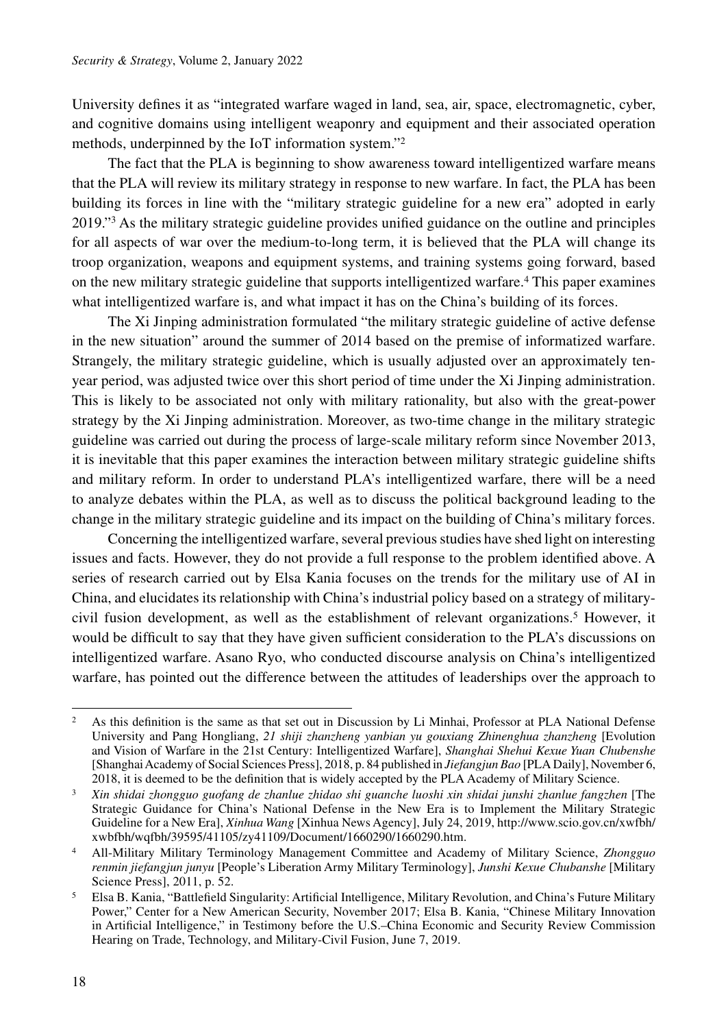University defines it as "integrated warfare waged in land, sea, air, space, electromagnetic, cyber, and cognitive domains using intelligent weaponry and equipment and their associated operation methods, underpinned by the IoT information system."[2]

The fact that the PLA is beginning to show awareness toward intelligentized warfare means that the PLA will review its military strategy in response to new warfare. In fact, the PLA has been building its forces in line with the "military strategic guideline for a new era" adopted in early 2019."[3] As the military strategic guideline provides unified guidance on the outline and principles for all aspects of war over the medium-to-long term, it is believed that the PLA will change its troop organization, weapons and equipment systems, and training systems going forward, based on the new military strategic guideline that supports intelligentized warfare.[4] This paper examines what intelligentized warfare is, and what impact it has on the China's building of its forces.

The Xi Jinping administration formulated "the military strategic guideline of active defense in the new situation" around the summer of 2014 based on the premise of informatized warfare. Strangely, the military strategic guideline, which is usually adjusted over an approximately ten-year period, was adjusted twice over this short period of time under the Xi Jinping administration. This is likely to be associated not only with military rationality, but also with the great-power strategy by the Xi Jinping administration. Moreover, as two-time change in the military strategic guideline was carried out during the process of large-scale military reform since November 2013, it is inevitable that this paper examines the interaction between military strategic guideline shifts and military reform. In order to understand PLA's intelligentized warfare, there will be a need to analyze debates within the PLA, as well as to discuss the political background leading to the change in the military strategic guideline and its impact on the building of China's military forces.

Concerning the intelligentized warfare, several previous studies have shed light on interesting issues and facts. However, they do not provide a full response to the problem identified above. A series of research carried out by Elsa Kania focuses on the trends for the military use of AI in China, and elucidates its relationship with China's industrial policy based on a strategy of military-civil fusion development, as well as the establishment of relevant organizations.[5] However, it would be difficult to say that they have given sufficient consideration to the PLA's discussions on intelligentized warfare. Asano Ryo, who conducted discourse analysis on China's intelligentized warfare, has pointed out the difference between the attitudes of leaderships over the approach to

---

[2] As this definition is the same as that set out in Discussion by Li Minhai, Professor at PLA National Defense University and Pang Hongliang, *21 shiji zhanzheng yanbian yu gouxiang Zhinenghua zhanzheng* [Evolution and Vision of Warfare in the 21st Century: Intelligentized Warfare], *Shanghai Shehui Kexue Yuan Chubenshe* [Shanghai Academy of Social Sciences Press], 2018, p. 84 published in *Jiefangjun Bao* [PLA Daily], November 6, 2018, it is deemed to be the definition that is widely accepted by the PLA Academy of Military Science.

[3] *Xin shidai zhongguo guofang de zhanlue zhidao shi guanche luoshi xin shidai junshi zhanlue fangzhen* [The Strategic Guidance for China's National Defense in the New Era is to Implement the Military Strategic Guideline for a New Era], *Xinhua Wang* [Xinhua News Agency], July 24, 2019, http://www.scio.gov.cn/xwfbh/xwbfbh/wqfbh/39595/41105/zy41109/Document/1660290/1660290.htm.

[4] All-Military Military Terminology Management Committee and Academy of Military Science, *Zhongguo renmin jiefangjun junyu* [People's Liberation Army Military Terminology], *Junshi Kexue Chubanshe* [Military Science Press], 2011, p. 52.

[5] Elsa B. Kania, "Battlefield Singularity: Artificial Intelligence, Military Revolution, and China's Future Military Power," Center for a New American Security, November 2017; Elsa B. Kania, "Chinese Military Innovation in Artificial Intelligence," in Testimony before the U.S.–China Economic and Security Review Commission Hearing on Trade, Technology, and Military-Civil Fusion, June 7, 2019.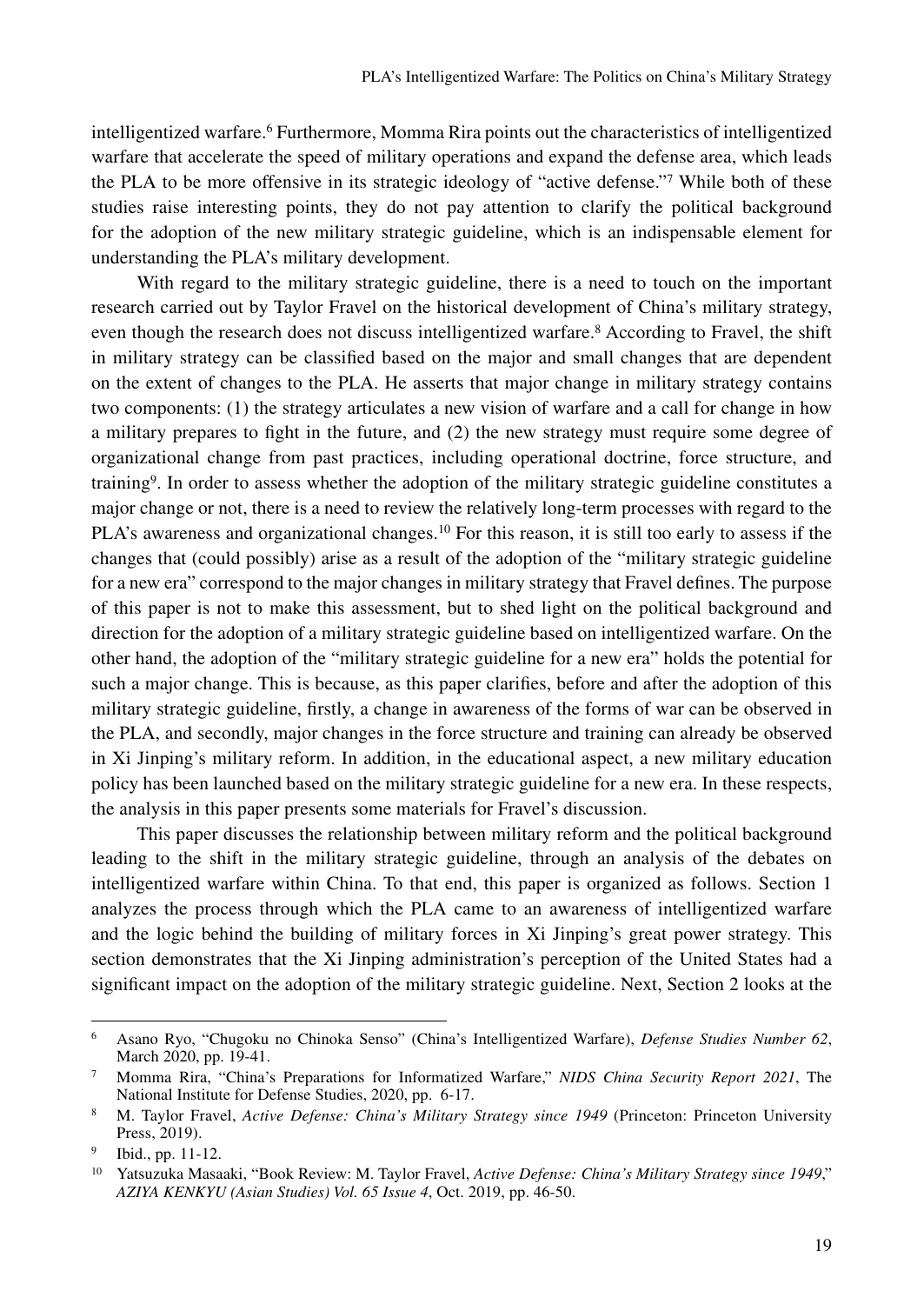intelligentized warfare.[6] Furthermore, Momma Rira points out the characteristics of intelligentized warfare that accelerate the speed of military operations and expand the defense area, which leads the PLA to be more offensive in its strategic ideology of "active defense."[7] While both of these studies raise interesting points, they do not pay attention to clarify the political background for the adoption of the new military strategic guideline, which is an indispensable element for understanding the PLA's military development.

With regard to the military strategic guideline, there is a need to touch on the important research carried out by Taylor Fravel on the historical development of China's military strategy, even though the research does not discuss intelligentized warfare.[8] According to Fravel, the shift in military strategy can be classified based on the major and small changes that are dependent on the extent of changes to the PLA. He asserts that major change in military strategy contains two components: (1) the strategy articulates a new vision of warfare and a call for change in how a military prepares to fight in the future, and (2) the new strategy must require some degree of organizational change from past practices, including operational doctrine, force structure, and training[9]. In order to assess whether the adoption of the military strategic guideline constitutes a major change or not, there is a need to review the relatively long-term processes with regard to the PLA's awareness and organizational changes.[10] For this reason, it is still too early to assess if the changes that (could possibly) arise as a result of the adoption of the "military strategic guideline for a new era" correspond to the major changes in military strategy that Fravel defines. The purpose of this paper is not to make this assessment, but to shed light on the political background and direction for the adoption of a military strategic guideline based on intelligentized warfare. On the other hand, the adoption of the "military strategic guideline for a new era" holds the potential for such a major change. This is because, as this paper clarifies, before and after the adoption of this military strategic guideline, firstly, a change in awareness of the forms of war can be observed in the PLA, and secondly, major changes in the force structure and training can already be observed in Xi Jinping's military reform. In addition, in the educational aspect, a new military education policy has been launched based on the military strategic guideline for a new era. In these respects, the analysis in this paper presents some materials for Fravel's discussion.

This paper discusses the relationship between military reform and the political background leading to the shift in the military strategic guideline, through an analysis of the debates on intelligentized warfare within China. To that end, this paper is organized as follows. Section 1 analyzes the process through which the PLA came to an awareness of intelligentized warfare and the logic behind the building of military forces in Xi Jinping's great power strategy. This section demonstrates that the Xi Jinping administration's perception of the United States had a significant impact on the adoption of the military strategic guideline. Next, Section 2 looks at the

---

[6] Asano Ryo, "Chugoku no Chinoka Senso" (China's Intelligentized Warfare), *Defense Studies Number 62*, March 2020, pp. 19-41.

[7] Momma Rira, "China's Preparations for Informatized Warfare," *NIDS China Security Report 2021*, The National Institute for Defense Studies, 2020, pp. 6-17.

[8] M. Taylor Fravel, *Active Defense: China's Military Strategy since 1949* (Princeton: Princeton University Press, 2019).

[9] Ibid., pp. 11-12.

[10] Yatsuzuka Masaaki, "Book Review: M. Taylor Fravel, *Active Defense: China's Military Strategy since 1949*," *AZIYA KENKYU (Asian Studies) Vol. 65 Issue 4*, Oct. 2019, pp. 46-50.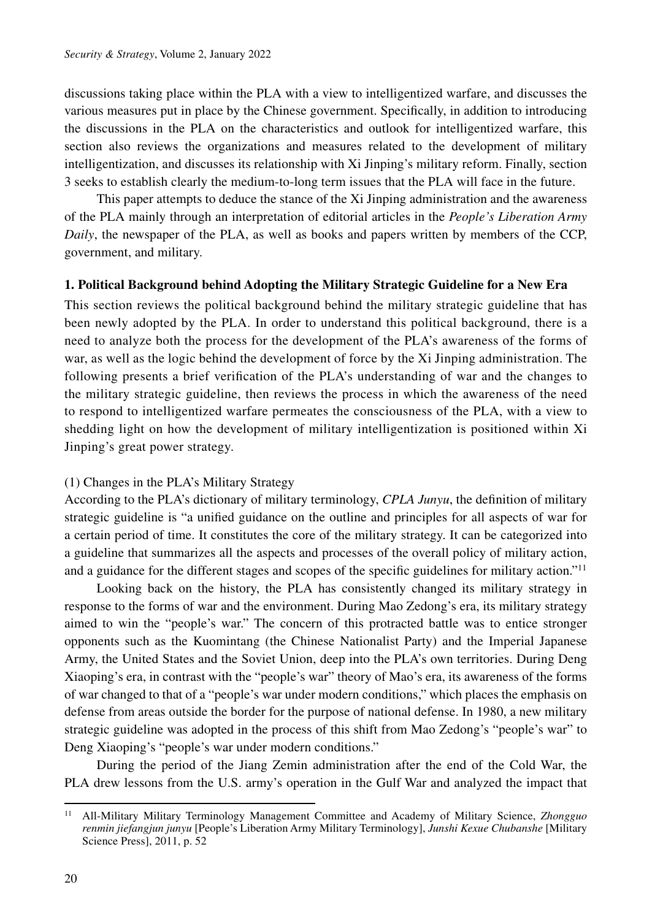discussions taking place within the PLA with a view to intelligentized warfare, and discusses the various measures put in place by the Chinese government. Specifically, in addition to introducing the discussions in the PLA on the characteristics and outlook for intelligentized warfare, this section also reviews the organizations and measures related to the development of military intelligentization, and discusses its relationship with Xi Jinping's military reform. Finally, section 3 seeks to establish clearly the medium-to-long term issues that the PLA will face in the future.

This paper attempts to deduce the stance of the Xi Jinping administration and the awareness of the PLA mainly through an interpretation of editorial articles in the *People's Liberation Army Daily*, the newspaper of the PLA, as well as books and papers written by members of the CCP, government, and military.

## 1. Political Background behind Adopting the Military Strategic Guideline for a New Era

This section reviews the political background behind the military strategic guideline that has been newly adopted by the PLA. In order to understand this political background, there is a need to analyze both the process for the development of the PLA's awareness of the forms of war, as well as the logic behind the development of force by the Xi Jinping administration. The following presents a brief verification of the PLA's understanding of war and the changes to the military strategic guideline, then reviews the process in which the awareness of the need to respond to intelligentized warfare permeates the consciousness of the PLA, with a view to shedding light on how the development of military intelligentization is positioned within Xi Jinping's great power strategy.

### (1) Changes in the PLA's Military Strategy

According to the PLA's dictionary of military terminology, *CPLA Junyu*, the definition of military strategic guideline is "a unified guidance on the outline and principles for all aspects of war for a certain period of time. It constitutes the core of the military strategy. It can be categorized into a guideline that summarizes all the aspects and processes of the overall policy of military action, and a guidance for the different stages and scopes of the specific guidelines for military action."[11]

Looking back on the history, the PLA has consistently changed its military strategy in response to the forms of war and the environment. During Mao Zedong's era, its military strategy aimed to win the "people's war." The concern of this protracted battle was to entice stronger opponents such as the Kuomintang (the Chinese Nationalist Party) and the Imperial Japanese Army, the United States and the Soviet Union, deep into the PLA's own territories. During Deng Xiaoping's era, in contrast with the "people's war" theory of Mao's era, its awareness of the forms of war changed to that of a "people's war under modern conditions," which places the emphasis on defense from areas outside the border for the purpose of national defense. In 1980, a new military strategic guideline was adopted in the process of this shift from Mao Zedong's "people's war" to Deng Xiaoping's "people's war under modern conditions."

During the period of the Jiang Zemin administration after the end of the Cold War, the PLA drew lessons from the U.S. army's operation in the Gulf War and analyzed the impact that

[11] All-Military Military Terminology Management Committee and Academy of Military Science, *Zhongguo renmin jiefangjun junyu* [People's Liberation Army Military Terminology], *Junshi Kexue Chubanshe* [Military Science Press], 2011, p. 52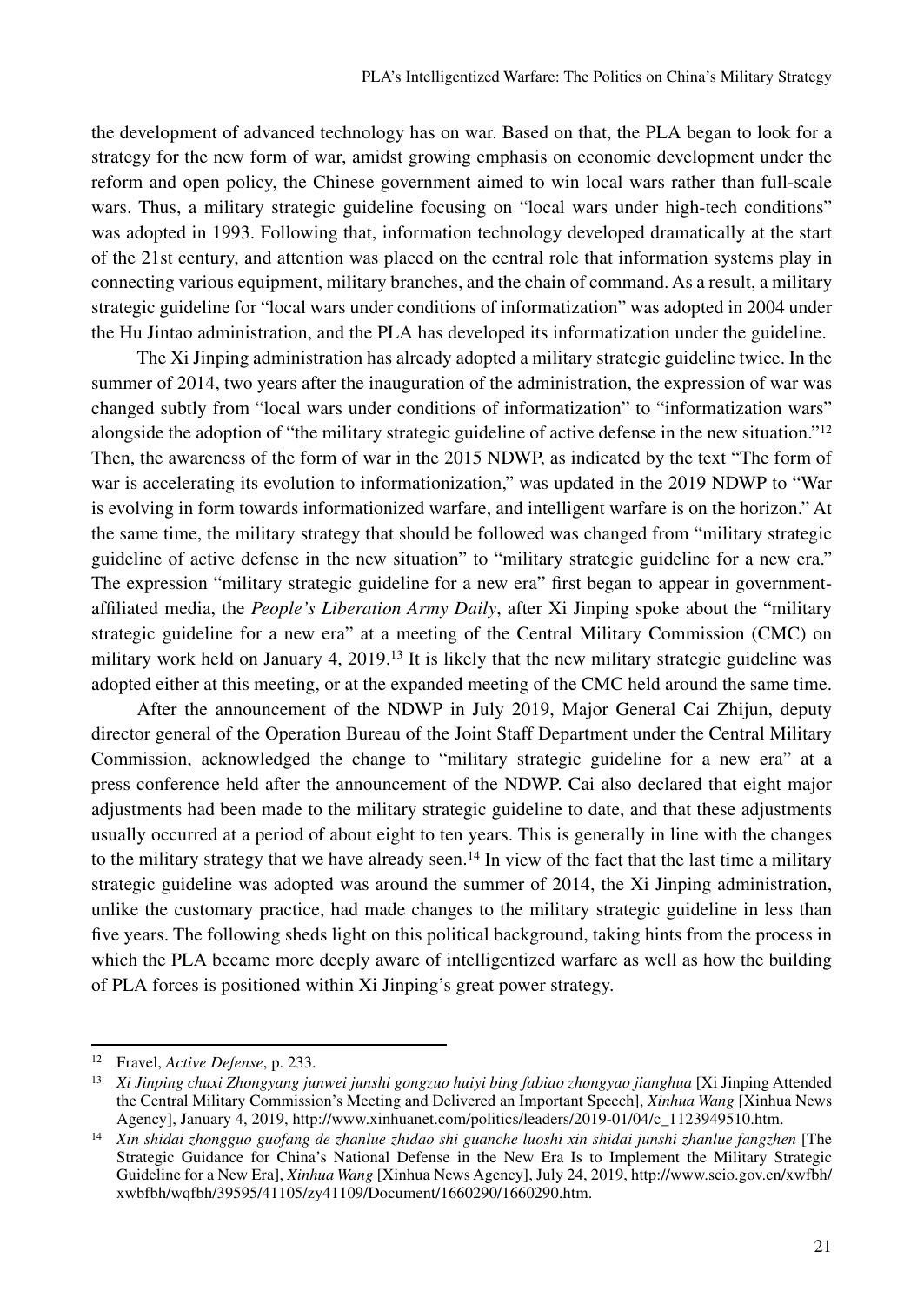the development of advanced technology has on war. Based on that, the PLA began to look for a strategy for the new form of war, amidst growing emphasis on economic development under the reform and open policy, the Chinese government aimed to win local wars rather than full-scale wars. Thus, a military strategic guideline focusing on "local wars under high-tech conditions" was adopted in 1993. Following that, information technology developed dramatically at the start of the 21st century, and attention was placed on the central role that information systems play in connecting various equipment, military branches, and the chain of command. As a result, a military strategic guideline for "local wars under conditions of informatization" was adopted in 2004 under the Hu Jintao administration, and the PLA has developed its informatization under the guideline.

The Xi Jinping administration has already adopted a military strategic guideline twice. In the summer of 2014, two years after the inauguration of the administration, the expression of war was changed subtly from "local wars under conditions of informatization" to "informatization wars" alongside the adoption of "the military strategic guideline of active defense in the new situation."[12] Then, the awareness of the form of war in the 2015 NDWP, as indicated by the text "The form of war is accelerating its evolution to informationization," was updated in the 2019 NDWP to "War is evolving in form towards informationized warfare, and intelligent warfare is on the horizon." At the same time, the military strategy that should be followed was changed from "military strategic guideline of active defense in the new situation" to "military strategic guideline for a new era." The expression "military strategic guideline for a new era" first began to appear in government-affiliated media, the *People's Liberation Army Daily*, after Xi Jinping spoke about the "military strategic guideline for a new era" at a meeting of the Central Military Commission (CMC) on military work held on January 4, 2019.[13] It is likely that the new military strategic guideline was adopted either at this meeting, or at the expanded meeting of the CMC held around the same time.

After the announcement of the NDWP in July 2019, Major General Cai Zhijun, deputy director general of the Operation Bureau of the Joint Staff Department under the Central Military Commission, acknowledged the change to "military strategic guideline for a new era" at a press conference held after the announcement of the NDWP. Cai also declared that eight major adjustments had been made to the military strategic guideline to date, and that these adjustments usually occurred at a period of about eight to ten years. This is generally in line with the changes to the military strategy that we have already seen.[14] In view of the fact that the last time a military strategic guideline was adopted was around the summer of 2014, the Xi Jinping administration, unlike the customary practice, had made changes to the military strategic guideline in less than five years. The following sheds light on this political background, taking hints from the process in which the PLA became more deeply aware of intelligentized warfare as well as how the building of PLA forces is positioned within Xi Jinping's great power strategy.

---

[12] Fravel, *Active Defense*, p. 233.

[13] *Xi Jinping chuxi Zhongyang junwei junshi gongzuo huiyi bing fabiao zhongyao jianghua* [Xi Jinping Attended the Central Military Commission's Meeting and Delivered an Important Speech], *Xinhua Wang* [Xinhua News Agency], January 4, 2019, http://www.xinhuanet.com/politics/leaders/2019-01/04/c_1123949510.htm.

[14] *Xin shidai zhongguo guofang de zhanlue zhidao shi guanche luoshi xin shidai junshi zhanlue fangzhen* [The Strategic Guidance for China's National Defense in the New Era Is to Implement the Military Strategic Guideline for a New Era], *Xinhua Wang* [Xinhua News Agency], July 24, 2019, http://www.scio.gov.cn/xwfbh/xwbfbh/wqfbh/39595/41105/zy41109/Document/1660290/1660290.htm.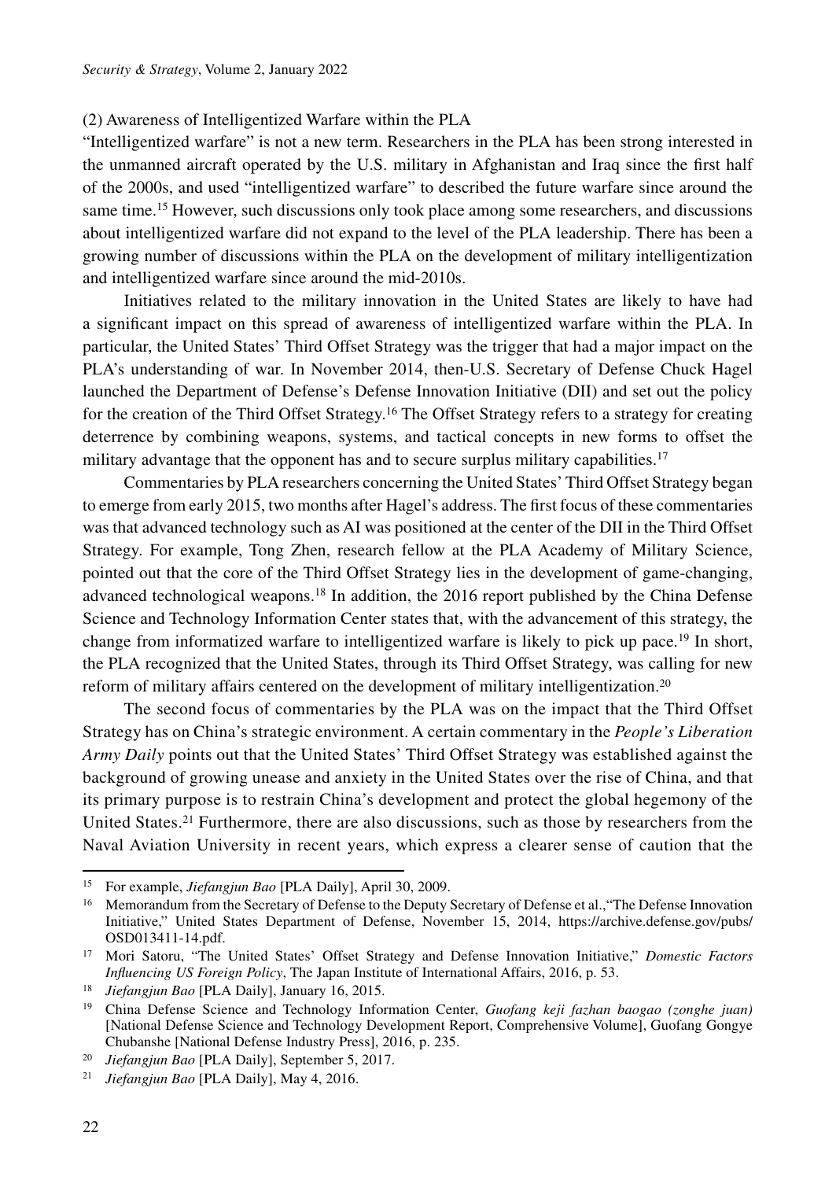(2) Awareness of Intelligentized Warfare within the PLA

"Intelligentized warfare" is not a new term. Researchers in the PLA has been strong interested in the unmanned aircraft operated by the U.S. military in Afghanistan and Iraq since the first half of the 2000s, and used "intelligentized warfare" to described the future warfare since around the same time.[15] However, such discussions only took place among some researchers, and discussions about intelligentized warfare did not expand to the level of the PLA leadership. There has been a growing number of discussions within the PLA on the development of military intelligentization and intelligentized warfare since around the mid-2010s.

Initiatives related to the military innovation in the United States are likely to have had a significant impact on this spread of awareness of intelligentized warfare within the PLA. In particular, the United States' Third Offset Strategy was the trigger that had a major impact on the PLA's understanding of war. In November 2014, then-U.S. Secretary of Defense Chuck Hagel launched the Department of Defense's Defense Innovation Initiative (DII) and set out the policy for the creation of the Third Offset Strategy.[16] The Offset Strategy refers to a strategy for creating deterrence by combining weapons, systems, and tactical concepts in new forms to offset the military advantage that the opponent has and to secure surplus military capabilities.[17]

Commentaries by PLA researchers concerning the United States' Third Offset Strategy began to emerge from early 2015, two months after Hagel's address. The first focus of these commentaries was that advanced technology such as AI was positioned at the center of the DII in the Third Offset Strategy. For example, Tong Zhen, research fellow at the PLA Academy of Military Science, pointed out that the core of the Third Offset Strategy lies in the development of game-changing, advanced technological weapons.[18] In addition, the 2016 report published by the China Defense Science and Technology Information Center states that, with the advancement of this strategy, the change from informatized warfare to intelligentized warfare is likely to pick up pace.[19] In short, the PLA recognized that the United States, through its Third Offset Strategy, was calling for new reform of military affairs centered on the development of military intelligentization.[20]

The second focus of commentaries by the PLA was on the impact that the Third Offset Strategy has on China's strategic environment. A certain commentary in the *People's Liberation Army Daily* points out that the United States' Third Offset Strategy was established against the background of growing unease and anxiety in the United States over the rise of China, and that its primary purpose is to restrain China's development and protect the global hegemony of the United States.[21] Furthermore, there are also discussions, such as those by researchers from the Naval Aviation University in recent years, which express a clearer sense of caution that the

---

[15] For example, *Jiefangjun Bao* [PLA Daily], April 30, 2009.

[16] Memorandum from the Secretary of Defense to the Deputy Secretary of Defense et al.,"The Defense Innovation Initiative," United States Department of Defense, November 15, 2014, https://archive.defense.gov/pubs/OSD013411-14.pdf.

[17] Mori Satoru, "The United States' Offset Strategy and Defense Innovation Initiative," *Domestic Factors Influencing US Foreign Policy*, The Japan Institute of International Affairs, 2016, p. 53.

[18] *Jiefangjun Bao* [PLA Daily], January 16, 2015.

[19] China Defense Science and Technology Information Center, *Guofang keji fazhan baogao (zonghe juan)* [National Defense Science and Technology Development Report, Comprehensive Volume], Guofang Gongye Chubanshe [National Defense Industry Press], 2016, p. 235.

[20] *Jiefangjun Bao* [PLA Daily], September 5, 2017.

[21] *Jiefangjun Bao* [PLA Daily], May 4, 2016.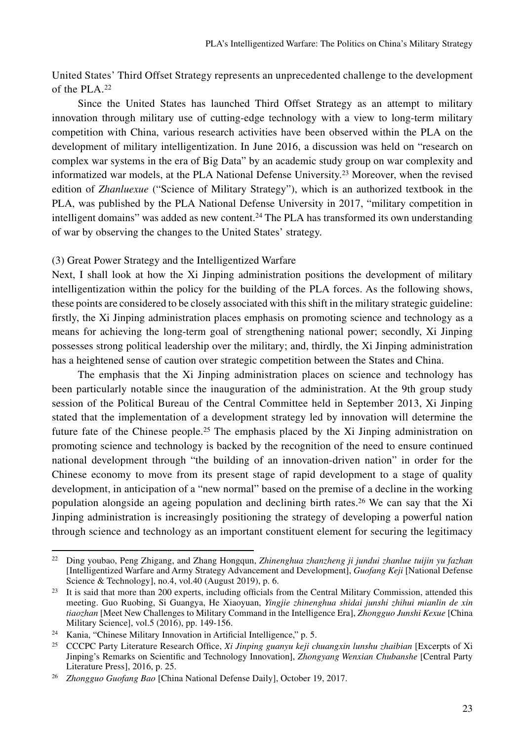United States' Third Offset Strategy represents an unprecedented challenge to the development of the PLA.[22]

Since the United States has launched Third Offset Strategy as an attempt to military innovation through military use of cutting-edge technology with a view to long-term military competition with China, various research activities have been observed within the PLA on the development of military intelligentization. In June 2016, a discussion was held on "research on complex war systems in the era of Big Data" by an academic study group on war complexity and informatized war models, at the PLA National Defense University.[23] Moreover, when the revised edition of *Zhanluexue* ("Science of Military Strategy"), which is an authorized textbook in the PLA, was published by the PLA National Defense University in 2017, "military competition in intelligent domains" was added as new content.[24] The PLA has transformed its own understanding of war by observing the changes to the United States' strategy.

(3) Great Power Strategy and the Intelligentized Warfare

Next, I shall look at how the Xi Jinping administration positions the development of military intelligentization within the policy for the building of the PLA forces. As the following shows, these points are considered to be closely associated with this shift in the military strategic guideline: firstly, the Xi Jinping administration places emphasis on promoting science and technology as a means for achieving the long-term goal of strengthening national power; secondly, Xi Jinping possesses strong political leadership over the military; and, thirdly, the Xi Jinping administration has a heightened sense of caution over strategic competition between the States and China.

The emphasis that the Xi Jinping administration places on science and technology has been particularly notable since the inauguration of the administration. At the 9th group study session of the Political Bureau of the Central Committee held in September 2013, Xi Jinping stated that the implementation of a development strategy led by innovation will determine the future fate of the Chinese people.[25] The emphasis placed by the Xi Jinping administration on promoting science and technology is backed by the recognition of the need to ensure continued national development through "the building of an innovation-driven nation" in order for the Chinese economy to move from its present stage of rapid development to a stage of quality development, in anticipation of a "new normal" based on the premise of a decline in the working population alongside an ageing population and declining birth rates.[26] We can say that the Xi Jinping administration is increasingly positioning the strategy of developing a powerful nation through science and technology as an important constituent element for securing the legitimacy

---

[22] Ding youbao, Peng Zhigang, and Zhang Hongqun, *Zhinenghua zhanzheng ji jundui zhanlue tuijin yu fazhan* [Intelligentized Warfare and Army Strategy Advancement and Development], *Guofang Keji* [National Defense Science & Technology], no.4, vol.40 (August 2019), p. 6.

[23] It is said that more than 200 experts, including officials from the Central Military Commission, attended this meeting. Guo Ruobing, Si Guangya, He Xiaoyuan, *Yingjie zhinenghua shidai junshi zhihui mianlin de xin tiaozhan* [Meet New Challenges to Military Command in the Intelligence Era], *Zhongguo Junshi Kexue* [China Military Science], vol.5 (2016), pp. 149-156.

[24] Kania, "Chinese Military Innovation in Artificial Intelligence," p. 5.

[25] CCCPC Party Literature Research Office, *Xi Jinping guanyu keji chuangxin lunshu zhaibian* [Excerpts of Xi Jinping's Remarks on Scientific and Technology Innovation], *Zhongyang Wenxian Chubanshe* [Central Party Literature Press], 2016, p. 25.

[26] *Zhongguo Guofang Bao* [China National Defense Daily], October 19, 2017.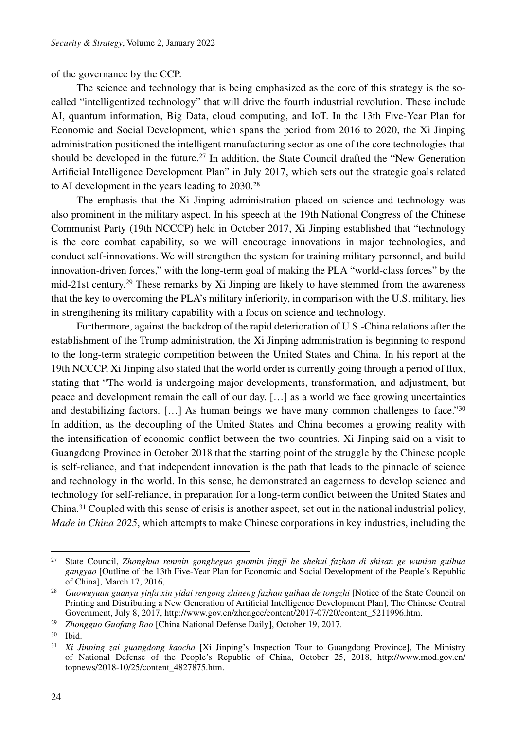of the governance by the CCP.

The science and technology that is being emphasized as the core of this strategy is the so-called "intelligentized technology" that will drive the fourth industrial revolution. These include AI, quantum information, Big Data, cloud computing, and IoT. In the 13th Five-Year Plan for Economic and Social Development, which spans the period from 2016 to 2020, the Xi Jinping administration positioned the intelligent manufacturing sector as one of the core technologies that should be developed in the future.[27] In addition, the State Council drafted the "New Generation Artificial Intelligence Development Plan" in July 2017, which sets out the strategic goals related to AI development in the years leading to 2030.[28]

The emphasis that the Xi Jinping administration placed on science and technology was also prominent in the military aspect. In his speech at the 19th National Congress of the Chinese Communist Party (19th NCCCP) held in October 2017, Xi Jinping established that "technology is the core combat capability, so we will encourage innovations in major technologies, and conduct self-innovations. We will strengthen the system for training military personnel, and build innovation-driven forces," with the long-term goal of making the PLA "world-class forces" by the mid-21st century.[29] These remarks by Xi Jinping are likely to have stemmed from the awareness that the key to overcoming the PLA's military inferiority, in comparison with the U.S. military, lies in strengthening its military capability with a focus on science and technology.

Furthermore, against the backdrop of the rapid deterioration of U.S.-China relations after the establishment of the Trump administration, the Xi Jinping administration is beginning to respond to the long-term strategic competition between the United States and China. In his report at the 19th NCCCP, Xi Jinping also stated that the world order is currently going through a period of flux, stating that "The world is undergoing major developments, transformation, and adjustment, but peace and development remain the call of our day. […] as a world we face growing uncertainties and destabilizing factors. […] As human beings we have many common challenges to face."[30] In addition, as the decoupling of the United States and China becomes a growing reality with the intensification of economic conflict between the two countries, Xi Jinping said on a visit to Guangdong Province in October 2018 that the starting point of the struggle by the Chinese people is self-reliance, and that independent innovation is the path that leads to the pinnacle of science and technology in the world. In this sense, he demonstrated an eagerness to develop science and technology for self-reliance, in preparation for a long-term conflict between the United States and China.[31] Coupled with this sense of crisis is another aspect, set out in the national industrial policy, *Made in China 2025*, which attempts to make Chinese corporations in key industries, including the

---

[27] State Council, *Zhonghua renmin gongheguo guomin jingji he shehui fazhan di shisan ge wunian guihua gangyao* [Outline of the 13th Five-Year Plan for Economic and Social Development of the People's Republic of China], March 17, 2016,

[28] *Guowuyuan guanyu yinfa xin yidai rengong zhineng fazhan guihua de tongzhi* [Notice of the State Council on Printing and Distributing a New Generation of Artificial Intelligence Development Plan], The Chinese Central Government, July 8, 2017, http://www.gov.cn/zhengce/content/2017-07/20/content_5211996.htm.

[29] *Zhongguo Guofang Bao* [China National Defense Daily], October 19, 2017.

[30] Ibid.

[31] *Xi Jinping zai guangdong kaocha* [Xi Jinping's Inspection Tour to Guangdong Province], The Ministry of National Defense of the People's Republic of China, October 25, 2018, http://www.mod.gov.cn/topnews/2018-10/25/content_4827875.htm.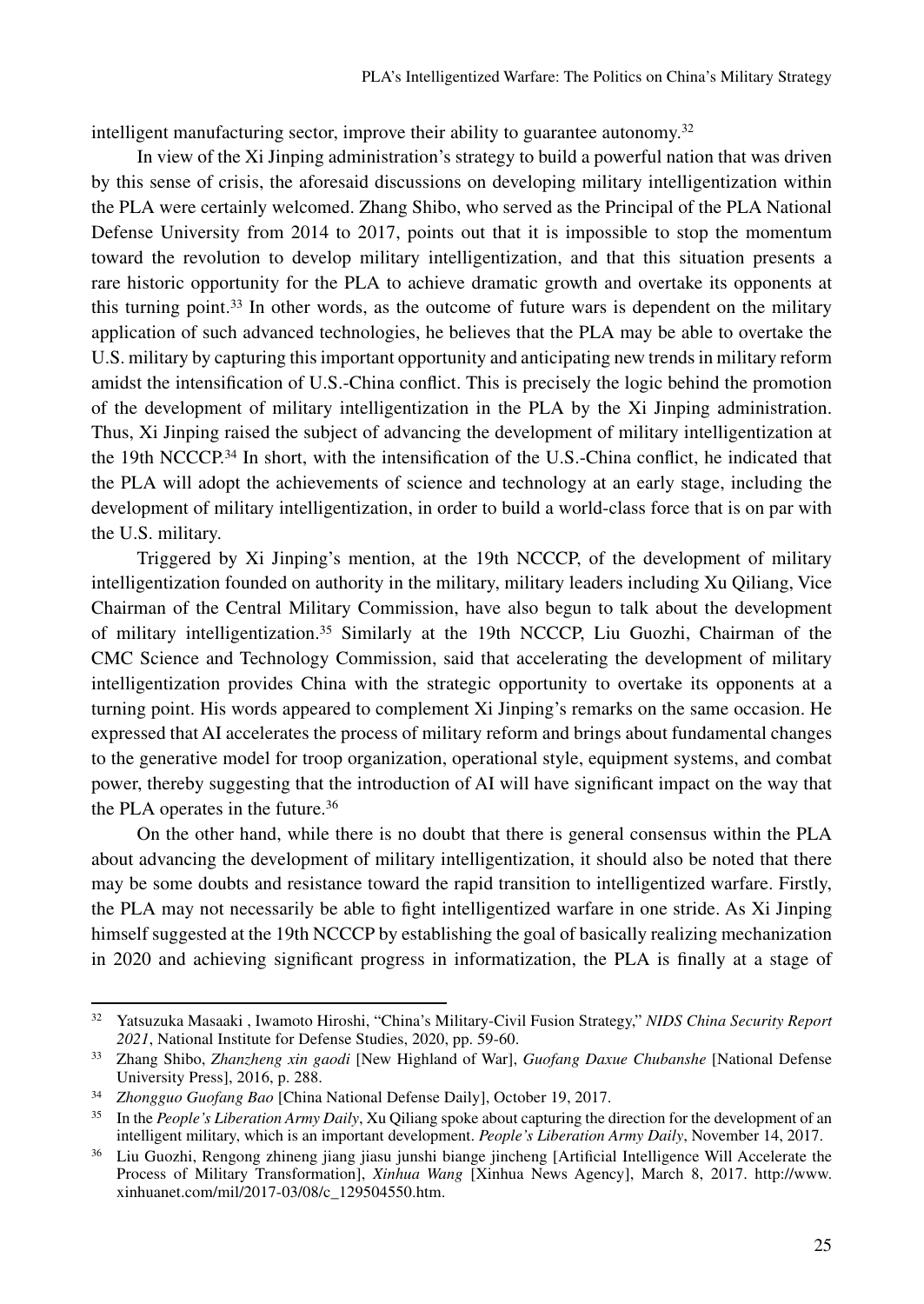intelligent manufacturing sector, improve their ability to guarantee autonomy.[32]

In view of the Xi Jinping administration's strategy to build a powerful nation that was driven by this sense of crisis, the aforesaid discussions on developing military intelligentization within the PLA were certainly welcomed. Zhang Shibo, who served as the Principal of the PLA National Defense University from 2014 to 2017, points out that it is impossible to stop the momentum toward the revolution to develop military intelligentization, and that this situation presents a rare historic opportunity for the PLA to achieve dramatic growth and overtake its opponents at this turning point.[33] In other words, as the outcome of future wars is dependent on the military application of such advanced technologies, he believes that the PLA may be able to overtake the U.S. military by capturing this important opportunity and anticipating new trends in military reform amidst the intensification of U.S.-China conflict. This is precisely the logic behind the promotion of the development of military intelligentization in the PLA by the Xi Jinping administration. Thus, Xi Jinping raised the subject of advancing the development of military intelligentization at the 19th NCCCP.[34] In short, with the intensification of the U.S.-China conflict, he indicated that the PLA will adopt the achievements of science and technology at an early stage, including the development of military intelligentization, in order to build a world-class force that is on par with the U.S. military.

Triggered by Xi Jinping's mention, at the 19th NCCCP, of the development of military intelligentization founded on authority in the military, military leaders including Xu Qiliang, Vice Chairman of the Central Military Commission, have also begun to talk about the development of military intelligentization.[35] Similarly at the 19th NCCCP, Liu Guozhi, Chairman of the CMC Science and Technology Commission, said that accelerating the development of military intelligentization provides China with the strategic opportunity to overtake its opponents at a turning point. His words appeared to complement Xi Jinping's remarks on the same occasion. He expressed that AI accelerates the process of military reform and brings about fundamental changes to the generative model for troop organization, operational style, equipment systems, and combat power, thereby suggesting that the introduction of AI will have significant impact on the way that the PLA operates in the future.[36]

On the other hand, while there is no doubt that there is general consensus within the PLA about advancing the development of military intelligentization, it should also be noted that there may be some doubts and resistance toward the rapid transition to intelligentized warfare. Firstly, the PLA may not necessarily be able to fight intelligentized warfare in one stride. As Xi Jinping himself suggested at the 19th NCCCP by establishing the goal of basically realizing mechanization in 2020 and achieving significant progress in informatization, the PLA is finally at a stage of

---

[32] Yatsuzuka Masaaki , Iwamoto Hiroshi, "China's Military-Civil Fusion Strategy," *NIDS China Security Report 2021*, National Institute for Defense Studies, 2020, pp. 59-60.

[33] Zhang Shibo, *Zhanzheng xin gaodi* [New Highland of War], *Guofang Daxue Chubanshe* [National Defense University Press], 2016, p. 288.

[34] *Zhongguo Guofang Bao* [China National Defense Daily], October 19, 2017.

[35] In the *People's Liberation Army Daily*, Xu Qiliang spoke about capturing the direction for the development of an intelligent military, which is an important development. *People's Liberation Army Daily*, November 14, 2017.

[36] Liu Guozhi, Rengong zhineng jiang jiasu junshi biange jincheng [Artificial Intelligence Will Accelerate the Process of Military Transformation], *Xinhua Wang* [Xinhua News Agency], March 8, 2017. http://www.xinhuanet.com/mil/2017-03/08/c_129504550.htm.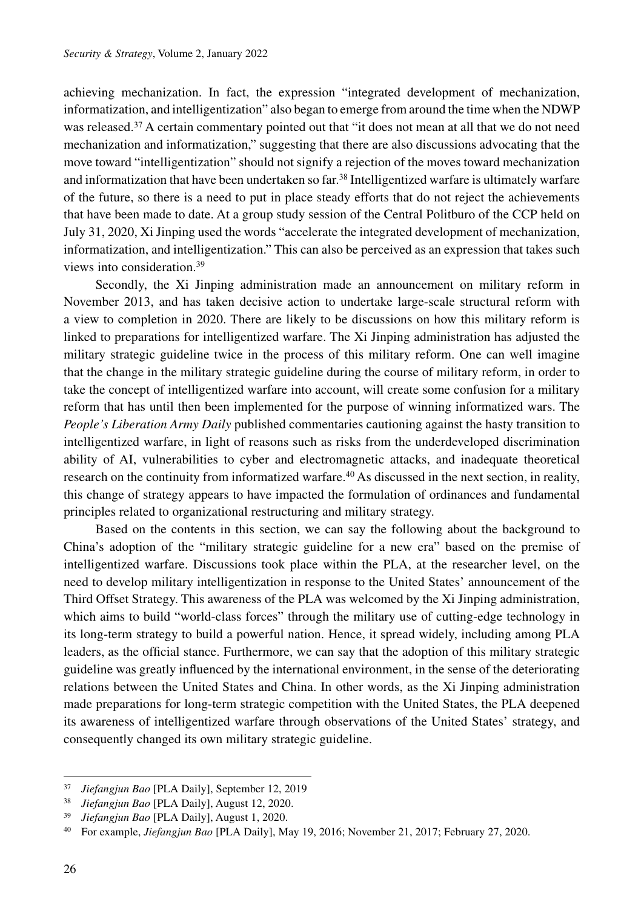achieving mechanization. In fact, the expression "integrated development of mechanization, informatization, and intelligentization" also began to emerge from around the time when the NDWP was released.[37] A certain commentary pointed out that "it does not mean at all that we do not need mechanization and informatization," suggesting that there are also discussions advocating that the move toward "intelligentization" should not signify a rejection of the moves toward mechanization and informatization that have been undertaken so far.[38] Intelligentized warfare is ultimately warfare of the future, so there is a need to put in place steady efforts that do not reject the achievements that have been made to date. At a group study session of the Central Politburo of the CCP held on July 31, 2020, Xi Jinping used the words "accelerate the integrated development of mechanization, informatization, and intelligentization." This can also be perceived as an expression that takes such views into consideration.[39]

Secondly, the Xi Jinping administration made an announcement on military reform in November 2013, and has taken decisive action to undertake large-scale structural reform with a view to completion in 2020. There are likely to be discussions on how this military reform is linked to preparations for intelligentized warfare. The Xi Jinping administration has adjusted the military strategic guideline twice in the process of this military reform. One can well imagine that the change in the military strategic guideline during the course of military reform, in order to take the concept of intelligentized warfare into account, will create some confusion for a military reform that has until then been implemented for the purpose of winning informatized wars. The *People's Liberation Army Daily* published commentaries cautioning against the hasty transition to intelligentized warfare, in light of reasons such as risks from the underdeveloped discrimination ability of AI, vulnerabilities to cyber and electromagnetic attacks, and inadequate theoretical research on the continuity from informatized warfare.[40] As discussed in the next section, in reality, this change of strategy appears to have impacted the formulation of ordinances and fundamental principles related to organizational restructuring and military strategy.

Based on the contents in this section, we can say the following about the background to China's adoption of the "military strategic guideline for a new era" based on the premise of intelligentized warfare. Discussions took place within the PLA, at the researcher level, on the need to develop military intelligentization in response to the United States' announcement of the Third Offset Strategy. This awareness of the PLA was welcomed by the Xi Jinping administration, which aims to build "world-class forces" through the military use of cutting-edge technology in its long-term strategy to build a powerful nation. Hence, it spread widely, including among PLA leaders, as the official stance. Furthermore, we can say that the adoption of this military strategic guideline was greatly influenced by the international environment, in the sense of the deteriorating relations between the United States and China. In other words, as the Xi Jinping administration made preparations for long-term strategic competition with the United States, the PLA deepened its awareness of intelligentized warfare through observations of the United States' strategy, and consequently changed its own military strategic guideline.

---

[37] *Jiefangjun Bao* [PLA Daily], September 12, 2019

[38] *Jiefangjun Bao* [PLA Daily], August 12, 2020.

[39] *Jiefangjun Bao* [PLA Daily], August 1, 2020.

[40] For example, *Jiefangjun Bao* [PLA Daily], May 19, 2016; November 21, 2017; February 27, 2020.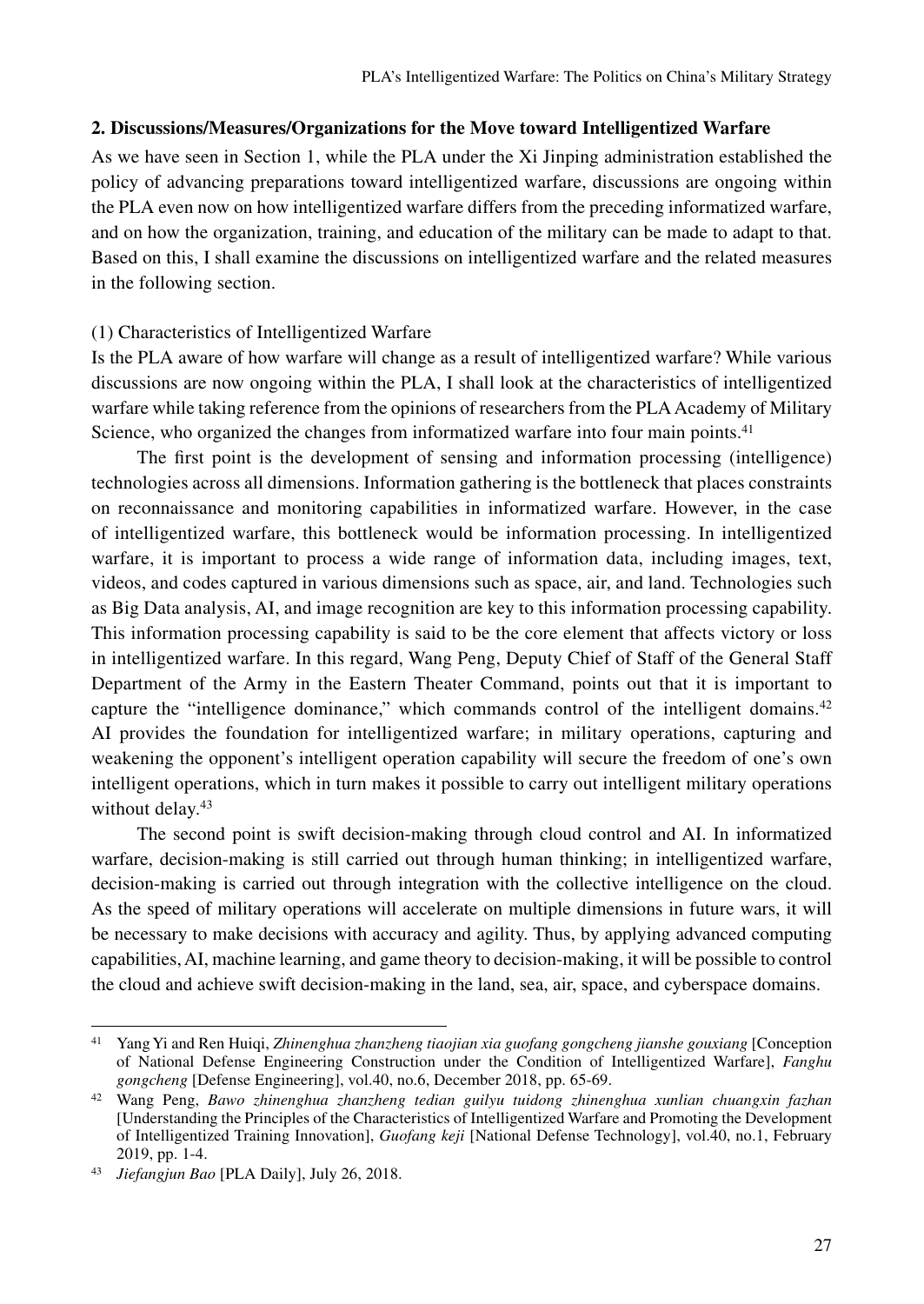## 2. Discussions/Measures/Organizations for the Move toward Intelligentized Warfare

As we have seen in Section 1, while the PLA under the Xi Jinping administration established the policy of advancing preparations toward intelligentized warfare, discussions are ongoing within the PLA even now on how intelligentized warfare differs from the preceding informatized warfare, and on how the organization, training, and education of the military can be made to adapt to that. Based on this, I shall examine the discussions on intelligentized warfare and the related measures in the following section.

### (1) Characteristics of Intelligentized Warfare

Is the PLA aware of how warfare will change as a result of intelligentized warfare? While various discussions are now ongoing within the PLA, I shall look at the characteristics of intelligentized warfare while taking reference from the opinions of researchers from the PLA Academy of Military Science, who organized the changes from informatized warfare into four main points.[41]

The first point is the development of sensing and information processing (intelligence) technologies across all dimensions. Information gathering is the bottleneck that places constraints on reconnaissance and monitoring capabilities in informatized warfare. However, in the case of intelligentized warfare, this bottleneck would be information processing. In intelligentized warfare, it is important to process a wide range of information data, including images, text, videos, and codes captured in various dimensions such as space, air, and land. Technologies such as Big Data analysis, AI, and image recognition are key to this information processing capability. This information processing capability is said to be the core element that affects victory or loss in intelligentized warfare. In this regard, Wang Peng, Deputy Chief of Staff of the General Staff Department of the Army in the Eastern Theater Command, points out that it is important to capture the "intelligence dominance," which commands control of the intelligent domains.[42] AI provides the foundation for intelligentized warfare; in military operations, capturing and weakening the opponent's intelligent operation capability will secure the freedom of one's own intelligent operations, which in turn makes it possible to carry out intelligent military operations without delay.[43]

The second point is swift decision-making through cloud control and AI. In informatized warfare, decision-making is still carried out through human thinking; in intelligentized warfare, decision-making is carried out through integration with the collective intelligence on the cloud. As the speed of military operations will accelerate on multiple dimensions in future wars, it will be necessary to make decisions with accuracy and agility. Thus, by applying advanced computing capabilities, AI, machine learning, and game theory to decision-making, it will be possible to control the cloud and achieve swift decision-making in the land, sea, air, space, and cyberspace domains.

---

41 Yang Yi and Ren Huiqi, *Zhinenghua zhanzheng tiaojian xia guofang gongcheng jianshe gouxiang* [Conception of National Defense Engineering Construction under the Condition of Intelligentized Warfare], *Fanghu gongcheng* [Defense Engineering], vol.40, no.6, December 2018, pp. 65-69.

42 Wang Peng, *Bawo zhinenghua zhanzheng tedian guilyu tuidong zhinenghua xunlian chuangxin fazhan* [Understanding the Principles of the Characteristics of Intelligentized Warfare and Promoting the Development of Intelligentized Training Innovation], *Guofang keji* [National Defense Technology], vol.40, no.1, February 2019, pp. 1-4.

43 *Jiefangjun Bao* [PLA Daily], July 26, 2018.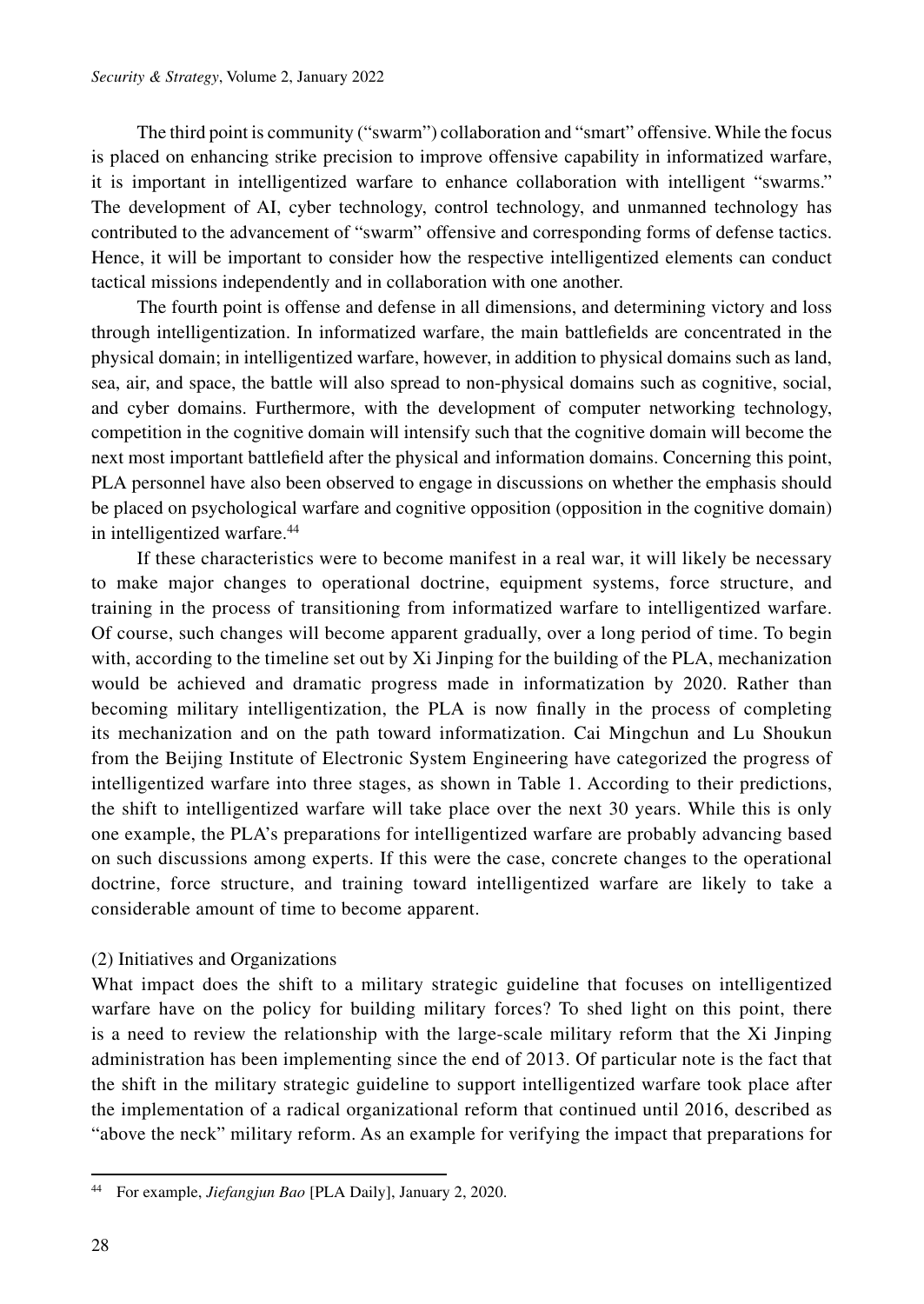The third point is community ("swarm") collaboration and "smart" offensive. While the focus is placed on enhancing strike precision to improve offensive capability in informatized warfare, it is important in intelligentized warfare to enhance collaboration with intelligent "swarms." The development of AI, cyber technology, control technology, and unmanned technology has contributed to the advancement of "swarm" offensive and corresponding forms of defense tactics. Hence, it will be important to consider how the respective intelligentized elements can conduct tactical missions independently and in collaboration with one another.

The fourth point is offense and defense in all dimensions, and determining victory and loss through intelligentization. In informatized warfare, the main battlefields are concentrated in the physical domain; in intelligentized warfare, however, in addition to physical domains such as land, sea, air, and space, the battle will also spread to non-physical domains such as cognitive, social, and cyber domains. Furthermore, with the development of computer networking technology, competition in the cognitive domain will intensify such that the cognitive domain will become the next most important battlefield after the physical and information domains. Concerning this point, PLA personnel have also been observed to engage in discussions on whether the emphasis should be placed on psychological warfare and cognitive opposition (opposition in the cognitive domain) in intelligentized warfare.[44]

If these characteristics were to become manifest in a real war, it will likely be necessary to make major changes to operational doctrine, equipment systems, force structure, and training in the process of transitioning from informatized warfare to intelligentized warfare. Of course, such changes will become apparent gradually, over a long period of time. To begin with, according to the timeline set out by Xi Jinping for the building of the PLA, mechanization would be achieved and dramatic progress made in informatization by 2020. Rather than becoming military intelligentization, the PLA is now finally in the process of completing its mechanization and on the path toward informatization. Cai Mingchun and Lu Shoukun from the Beijing Institute of Electronic System Engineering have categorized the progress of intelligentized warfare into three stages, as shown in Table 1. According to their predictions, the shift to intelligentized warfare will take place over the next 30 years. While this is only one example, the PLA's preparations for intelligentized warfare are probably advancing based on such discussions among experts. If this were the case, concrete changes to the operational doctrine, force structure, and training toward intelligentized warfare are likely to take a considerable amount of time to become apparent.

(2) Initiatives and Organizations

What impact does the shift to a military strategic guideline that focuses on intelligentized warfare have on the policy for building military forces? To shed light on this point, there is a need to review the relationship with the large-scale military reform that the Xi Jinping administration has been implementing since the end of 2013. Of particular note is the fact that the shift in the military strategic guideline to support intelligentized warfare took place after the implementation of a radical organizational reform that continued until 2016, described as "above the neck" military reform. As an example for verifying the impact that preparations for

---

[44] For example, *Jiefangjun Bao* [PLA Daily], January 2, 2020.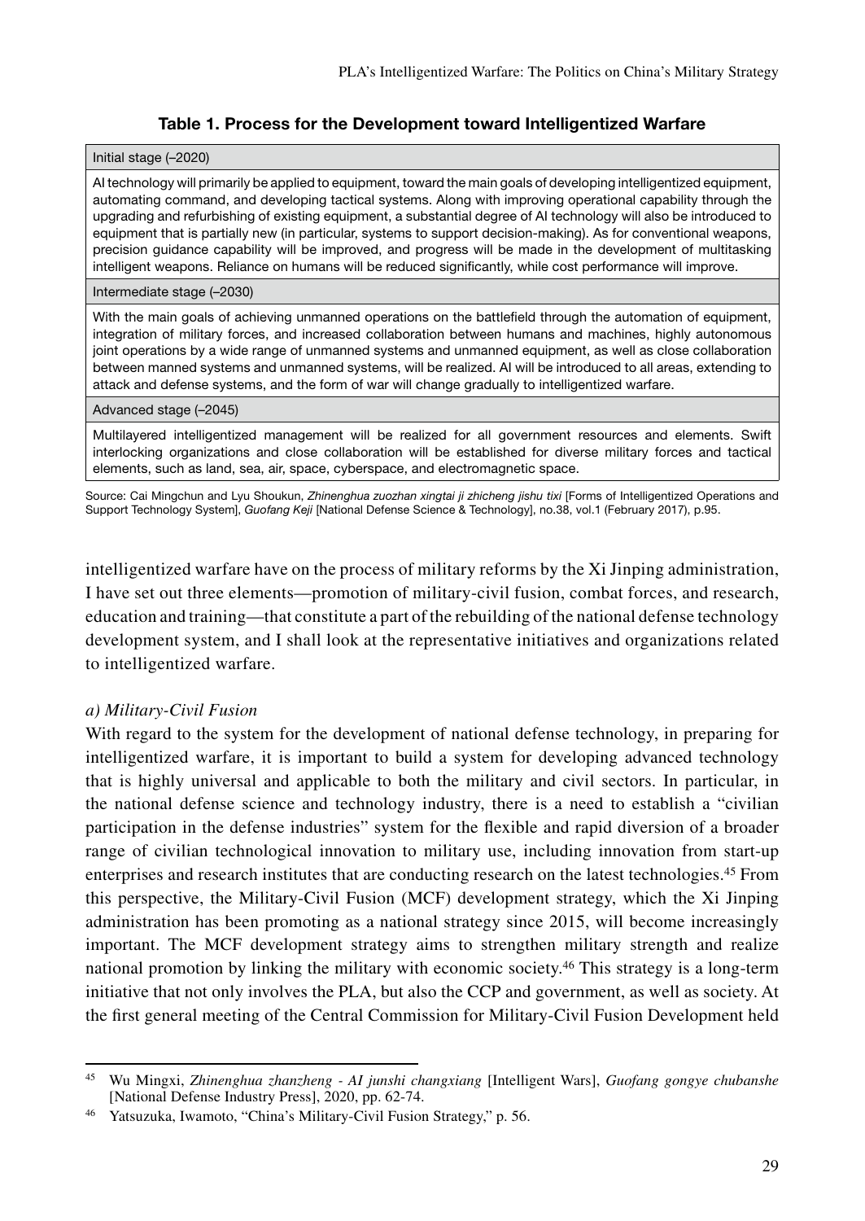**Table 1. Process for the Development toward Intelligentized Warfare**

| Initial stage (–2020) |
| --- |
| AI technology will primarily be applied to equipment, toward the main goals of developing intelligentized equipment, automating command, and developing tactical systems. Along with improving operational capability through the upgrading and refurbishing of existing equipment, a substantial degree of AI technology will also be introduced to equipment that is partially new (in particular, systems to support decision-making). As for conventional weapons, precision guidance capability will be improved, and progress will be made in the development of multitasking intelligent weapons. Reliance on humans will be reduced significantly, while cost performance will improve. |
| Intermediate stage (–2030) |
| With the main goals of achieving unmanned operations on the battlefield through the automation of equipment, integration of military forces, and increased collaboration between humans and machines, highly autonomous joint operations by a wide range of unmanned systems and unmanned equipment, as well as close collaboration between manned systems and unmanned systems, will be realized. AI will be introduced to all areas, extending to attack and defense systems, and the form of war will change gradually to intelligentized warfare. |
| Advanced stage (–2045) |
| Multilayered intelligentized management will be realized for all government resources and elements. Swift interlocking organizations and close collaboration will be established for diverse military forces and tactical elements, such as land, sea, air, space, cyberspace, and electromagnetic space. |

Source: Cai Mingchun and Lyu Shoukun, *Zhinenghua zuozhan xingtai ji zhicheng jishu tixi* [Forms of Intelligentized Operations and Support Technology System], *Guofang Keji* [National Defense Science & Technology], no.38, vol.1 (February 2017), p.95.

intelligentized warfare have on the process of military reforms by the Xi Jinping administration, I have set out three elements—promotion of military-civil fusion, combat forces, and research, education and training—that constitute a part of the rebuilding of the national defense technology development system, and I shall look at the representative initiatives and organizations related to intelligentized warfare.

*a) Military-Civil Fusion*

With regard to the system for the development of national defense technology, in preparing for intelligentized warfare, it is important to build a system for developing advanced technology that is highly universal and applicable to both the military and civil sectors. In particular, in the national defense science and technology industry, there is a need to establish a "civilian participation in the defense industries" system for the flexible and rapid diversion of a broader range of civilian technological innovation to military use, including innovation from start-up enterprises and research institutes that are conducting research on the latest technologies.[45] From this perspective, the Military-Civil Fusion (MCF) development strategy, which the Xi Jinping administration has been promoting as a national strategy since 2015, will become increasingly important. The MCF development strategy aims to strengthen military strength and realize national promotion by linking the military with economic society.[46] This strategy is a long-term initiative that not only involves the PLA, but also the CCP and government, as well as society. At the first general meeting of the Central Commission for Military-Civil Fusion Development held

[45] Wu Mingxi, *Zhinenghua zhanzheng - AI junshi changxiang* [Intelligent Wars], *Guofang gongye chubanshe* [National Defense Industry Press], 2020, pp. 62-74.

[46] Yatsuzuka, Iwamoto, "China's Military-Civil Fusion Strategy," p. 56.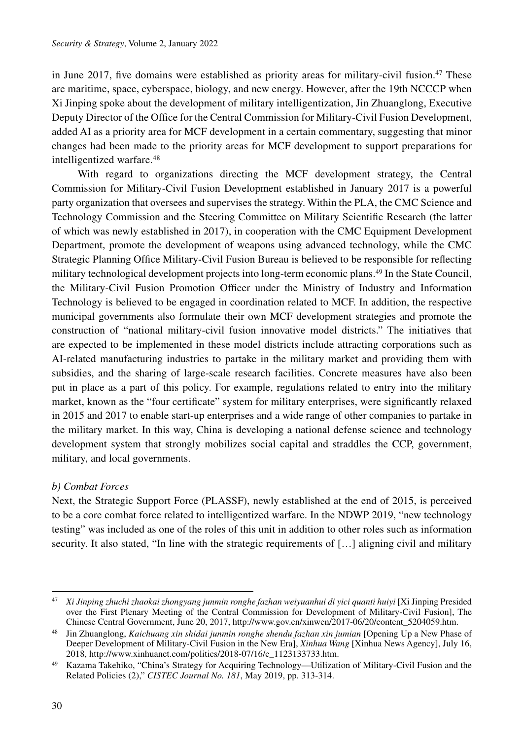in June 2017, five domains were established as priority areas for military-civil fusion.[47] These are maritime, space, cyberspace, biology, and new energy. However, after the 19th NCCCP when Xi Jinping spoke about the development of military intelligentization, Jin Zhuanglong, Executive Deputy Director of the Office for the Central Commission for Military-Civil Fusion Development, added AI as a priority area for MCF development in a certain commentary, suggesting that minor changes had been made to the priority areas for MCF development to support preparations for intelligentized warfare.[48]

With regard to organizations directing the MCF development strategy, the Central Commission for Military-Civil Fusion Development established in January 2017 is a powerful party organization that oversees and supervises the strategy. Within the PLA, the CMC Science and Technology Commission and the Steering Committee on Military Scientific Research (the latter of which was newly established in 2017), in cooperation with the CMC Equipment Development Department, promote the development of weapons using advanced technology, while the CMC Strategic Planning Office Military-Civil Fusion Bureau is believed to be responsible for reflecting military technological development projects into long-term economic plans.[49] In the State Council, the Military-Civil Fusion Promotion Officer under the Ministry of Industry and Information Technology is believed to be engaged in coordination related to MCF. In addition, the respective municipal governments also formulate their own MCF development strategies and promote the construction of "national military-civil fusion innovative model districts." The initiatives that are expected to be implemented in these model districts include attracting corporations such as AI-related manufacturing industries to partake in the military market and providing them with subsidies, and the sharing of large-scale research facilities. Concrete measures have also been put in place as a part of this policy. For example, regulations related to entry into the military market, known as the "four certificate" system for military enterprises, were significantly relaxed in 2015 and 2017 to enable start-up enterprises and a wide range of other companies to partake in the military market. In this way, China is developing a national defense science and technology development system that strongly mobilizes social capital and straddles the CCP, government, military, and local governments.

*b) Combat Forces*

Next, the Strategic Support Force (PLASSF), newly established at the end of 2015, is perceived to be a core combat force related to intelligentized warfare. In the NDWP 2019, "new technology testing" was included as one of the roles of this unit in addition to other roles such as information security. It also stated, "In line with the strategic requirements of […] aligning civil and military

---

[47] *Xi Jinping zhuchi zhaokai zhongyang junmin ronghe fazhan weiyuanhui di yici quanti huiyi* [Xi Jinping Presided over the First Plenary Meeting of the Central Commission for Development of Military-Civil Fusion], The Chinese Central Government, June 20, 2017, http://www.gov.cn/xinwen/2017-06/20/content_5204059.htm.

[48] Jin Zhuanglong, *Kaichuang xin shidai junmin ronghe shendu fazhan xin jumian* [Opening Up a New Phase of Deeper Development of Military-Civil Fusion in the New Era], *Xinhua Wang* [Xinhua News Agency], July 16, 2018, http://www.xinhuanet.com/politics/2018-07/16/c_1123133733.htm.

[49] Kazama Takehiko, "China's Strategy for Acquiring Technology—Utilization of Military-Civil Fusion and the Related Policies (2)," *CISTEC Journal No. 181*, May 2019, pp. 313-314.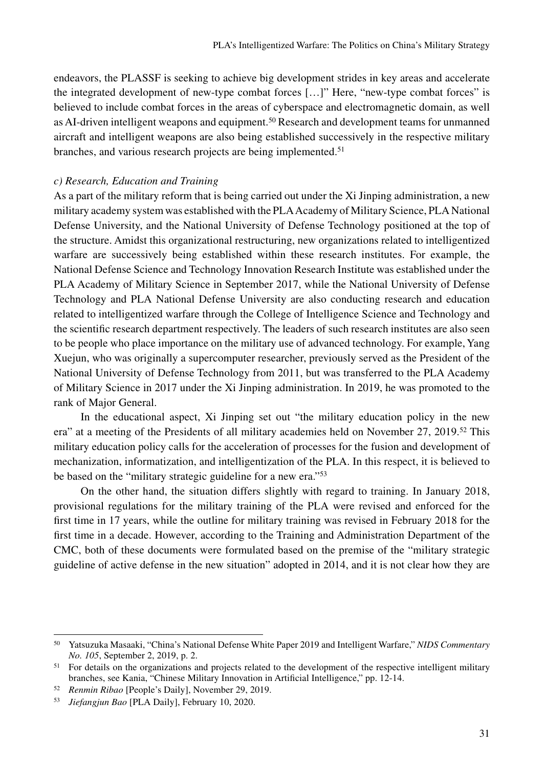endeavors, the PLASSF is seeking to achieve big development strides in key areas and accelerate the integrated development of new-type combat forces […]" Here, "new-type combat forces" is believed to include combat forces in the areas of cyberspace and electromagnetic domain, as well as AI-driven intelligent weapons and equipment.[50] Research and development teams for unmanned aircraft and intelligent weapons are also being established successively in the respective military branches, and various research projects are being implemented.[51]

*c) Research, Education and Training*

As a part of the military reform that is being carried out under the Xi Jinping administration, a new military academy system was established with the PLA Academy of Military Science, PLA National Defense University, and the National University of Defense Technology positioned at the top of the structure. Amidst this organizational restructuring, new organizations related to intelligentized warfare are successively being established within these research institutes. For example, the National Defense Science and Technology Innovation Research Institute was established under the PLA Academy of Military Science in September 2017, while the National University of Defense Technology and PLA National Defense University are also conducting research and education related to intelligentized warfare through the College of Intelligence Science and Technology and the scientific research department respectively. The leaders of such research institutes are also seen to be people who place importance on the military use of advanced technology. For example, Yang Xuejun, who was originally a supercomputer researcher, previously served as the President of the National University of Defense Technology from 2011, but was transferred to the PLA Academy of Military Science in 2017 under the Xi Jinping administration. In 2019, he was promoted to the rank of Major General.

In the educational aspect, Xi Jinping set out "the military education policy in the new era" at a meeting of the Presidents of all military academies held on November 27, 2019.[52] This military education policy calls for the acceleration of processes for the fusion and development of mechanization, informatization, and intelligentization of the PLA. In this respect, it is believed to be based on the "military strategic guideline for a new era."[53]

On the other hand, the situation differs slightly with regard to training. In January 2018, provisional regulations for the military training of the PLA were revised and enforced for the first time in 17 years, while the outline for military training was revised in February 2018 for the first time in a decade. However, according to the Training and Administration Department of the CMC, both of these documents were formulated based on the premise of the "military strategic guideline of active defense in the new situation" adopted in 2014, and it is not clear how they are

---

[50] Yatsuzuka Masaaki, "China's National Defense White Paper 2019 and Intelligent Warfare," *NIDS Commentary No. 105*, September 2, 2019, p. 2.

[51] For details on the organizations and projects related to the development of the respective intelligent military branches, see Kania, "Chinese Military Innovation in Artificial Intelligence," pp. 12-14.

[52] *Renmin Ribao* [People's Daily], November 29, 2019.

[53] *Jiefangjun Bao* [PLA Daily], February 10, 2020.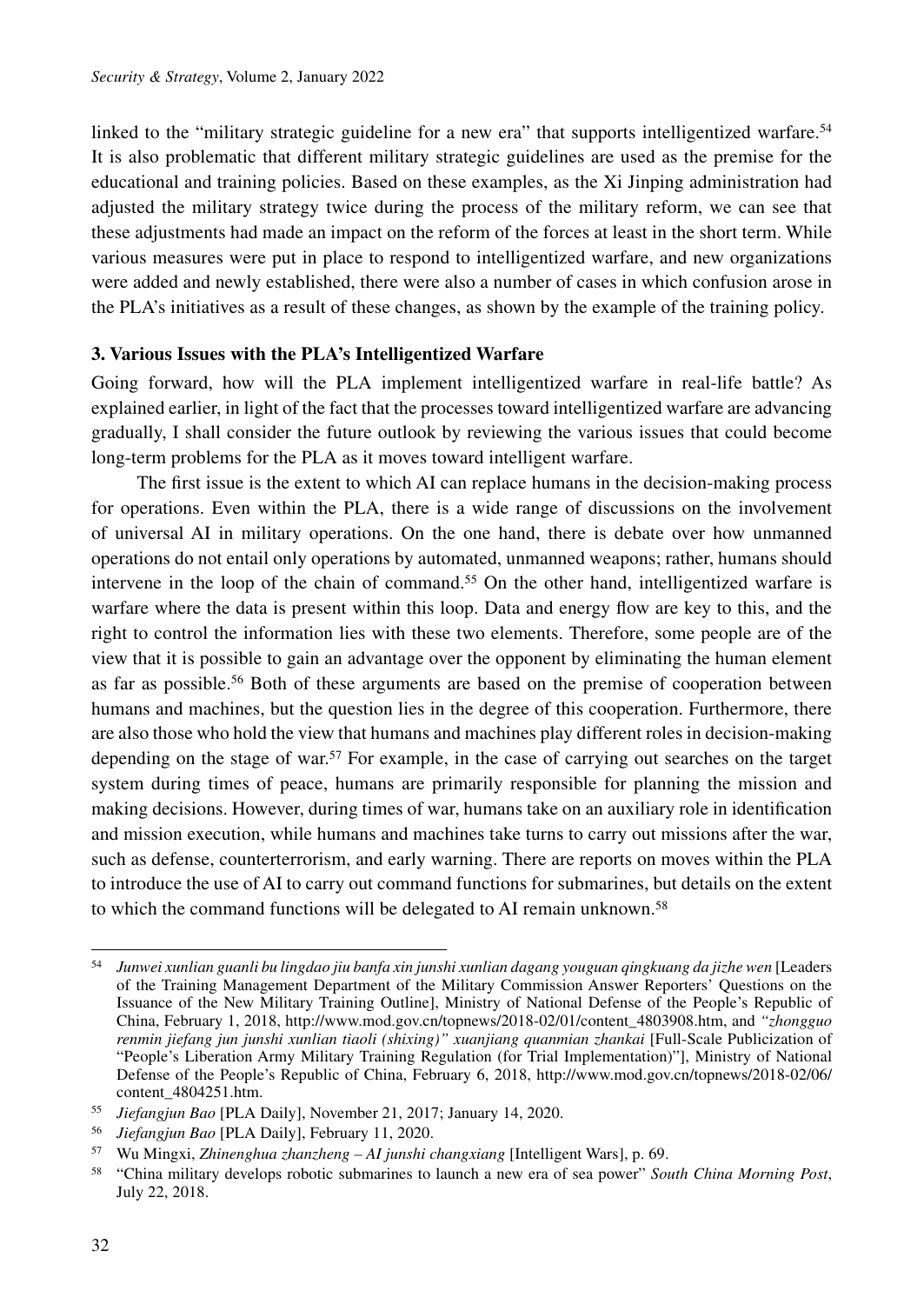linked to the "military strategic guideline for a new era" that supports intelligentized warfare.[54] It is also problematic that different military strategic guidelines are used as the premise for the educational and training policies. Based on these examples, as the Xi Jinping administration had adjusted the military strategy twice during the process of the military reform, we can see that these adjustments had made an impact on the reform of the forces at least in the short term. While various measures were put in place to respond to intelligentized warfare, and new organizations were added and newly established, there were also a number of cases in which confusion arose in the PLA's initiatives as a result of these changes, as shown by the example of the training policy.

### 3. Various Issues with the PLA's Intelligentized Warfare

Going forward, how will the PLA implement intelligentized warfare in real-life battle? As explained earlier, in light of the fact that the processes toward intelligentized warfare are advancing gradually, I shall consider the future outlook by reviewing the various issues that could become long-term problems for the PLA as it moves toward intelligent warfare.

The first issue is the extent to which AI can replace humans in the decision-making process for operations. Even within the PLA, there is a wide range of discussions on the involvement of universal AI in military operations. On the one hand, there is debate over how unmanned operations do not entail only operations by automated, unmanned weapons; rather, humans should intervene in the loop of the chain of command.[55] On the other hand, intelligentized warfare is warfare where the data is present within this loop. Data and energy flow are key to this, and the right to control the information lies with these two elements. Therefore, some people are of the view that it is possible to gain an advantage over the opponent by eliminating the human element as far as possible.[56] Both of these arguments are based on the premise of cooperation between humans and machines, but the question lies in the degree of this cooperation. Furthermore, there are also those who hold the view that humans and machines play different roles in decision-making depending on the stage of war.[57] For example, in the case of carrying out searches on the target system during times of peace, humans are primarily responsible for planning the mission and making decisions. However, during times of war, humans take on an auxiliary role in identification and mission execution, while humans and machines take turns to carry out missions after the war, such as defense, counterterrorism, and early warning. There are reports on moves within the PLA to introduce the use of AI to carry out command functions for submarines, but details on the extent to which the command functions will be delegated to AI remain unknown.[58]

---

[54] *Junwei xunlian guanli bu lingdao jiu banfa xin junshi xunlian dagang youguan qingkuang da jizhe wen* [Leaders of the Training Management Department of the Military Commission Answer Reporters' Questions on the Issuance of the New Military Training Outline], Ministry of National Defense of the People's Republic of China, February 1, 2018, http://www.mod.gov.cn/topnews/2018-02/01/content_4803908.htm, and *"zhongguo renmin jiefang jun junshi xunlian tiaoli (shixing)" xuanjiang quanmian zhankai* [Full-Scale Publicization of "People's Liberation Army Military Training Regulation (for Trial Implementation)"], Ministry of National Defense of the People's Republic of China, February 6, 2018, http://www.mod.gov.cn/topnews/2018-02/06/content_4804251.htm.

[55] *Jiefangjun Bao* [PLA Daily], November 21, 2017; January 14, 2020.

[56] *Jiefangjun Bao* [PLA Daily], February 11, 2020.

[57] Wu Mingxi, *Zhinenghua zhanzheng – AI junshi changxiang* [Intelligent Wars], p. 69.

[58] "China military develops robotic submarines to launch a new era of sea power" *South China Morning Post*, July 22, 2018.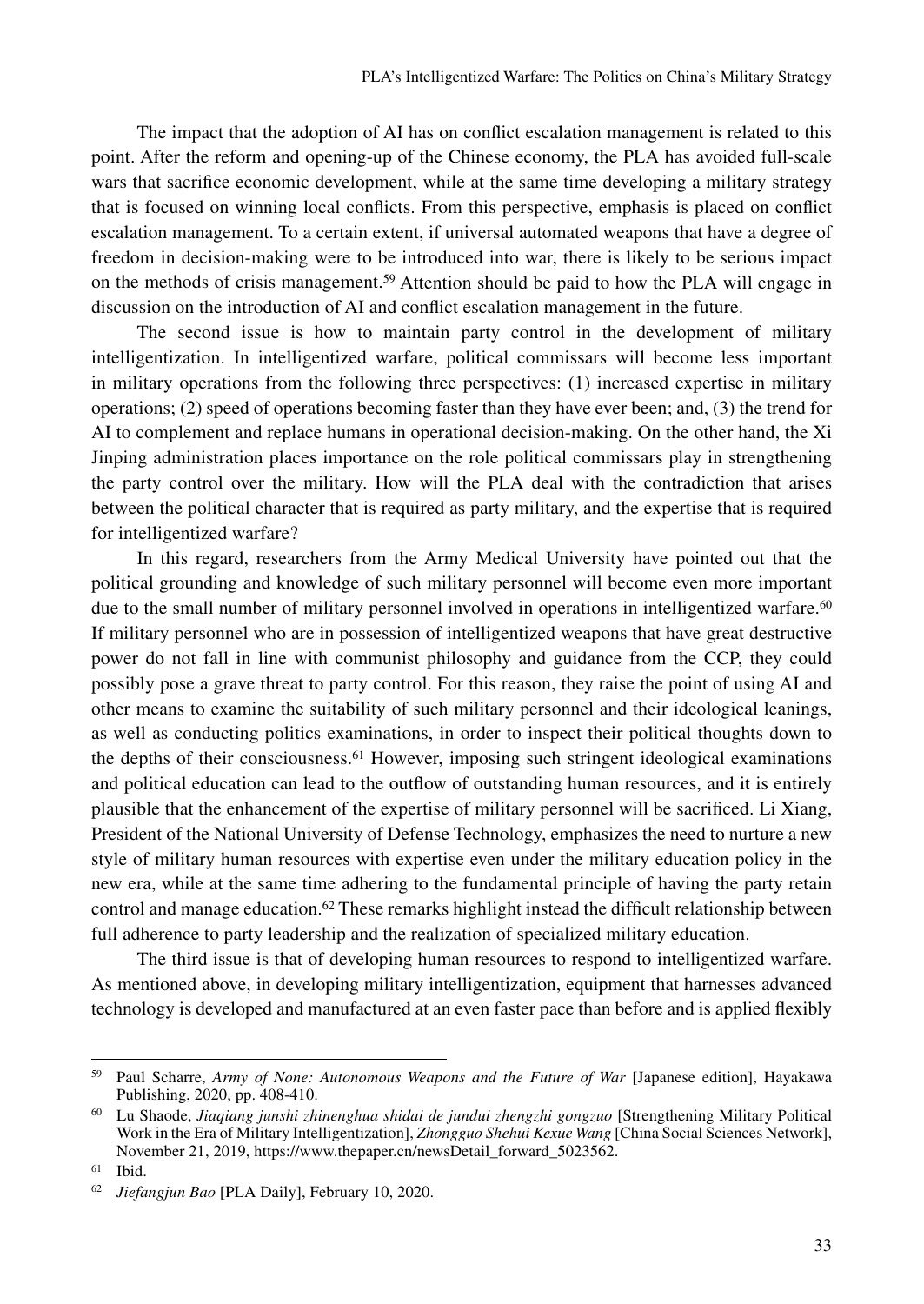The impact that the adoption of AI has on conflict escalation management is related to this point. After the reform and opening-up of the Chinese economy, the PLA has avoided full-scale wars that sacrifice economic development, while at the same time developing a military strategy that is focused on winning local conflicts. From this perspective, emphasis is placed on conflict escalation management. To a certain extent, if universal automated weapons that have a degree of freedom in decision-making were to be introduced into war, there is likely to be serious impact on the methods of crisis management.[59] Attention should be paid to how the PLA will engage in discussion on the introduction of AI and conflict escalation management in the future.

The second issue is how to maintain party control in the development of military intelligentization. In intelligentized warfare, political commissars will become less important in military operations from the following three perspectives: (1) increased expertise in military operations; (2) speed of operations becoming faster than they have ever been; and, (3) the trend for AI to complement and replace humans in operational decision-making. On the other hand, the Xi Jinping administration places importance on the role political commissars play in strengthening the party control over the military. How will the PLA deal with the contradiction that arises between the political character that is required as party military, and the expertise that is required for intelligentized warfare?

In this regard, researchers from the Army Medical University have pointed out that the political grounding and knowledge of such military personnel will become even more important due to the small number of military personnel involved in operations in intelligentized warfare.[60] If military personnel who are in possession of intelligentized weapons that have great destructive power do not fall in line with communist philosophy and guidance from the CCP, they could possibly pose a grave threat to party control. For this reason, they raise the point of using AI and other means to examine the suitability of such military personnel and their ideological leanings, as well as conducting politics examinations, in order to inspect their political thoughts down to the depths of their consciousness.[61] However, imposing such stringent ideological examinations and political education can lead to the outflow of outstanding human resources, and it is entirely plausible that the enhancement of the expertise of military personnel will be sacrificed. Li Xiang, President of the National University of Defense Technology, emphasizes the need to nurture a new style of military human resources with expertise even under the military education policy in the new era, while at the same time adhering to the fundamental principle of having the party retain control and manage education.[62] These remarks highlight instead the difficult relationship between full adherence to party leadership and the realization of specialized military education.

The third issue is that of developing human resources to respond to intelligentized warfare. As mentioned above, in developing military intelligentization, equipment that harnesses advanced technology is developed and manufactured at an even faster pace than before and is applied flexibly

---

[59] Paul Scharre, *Army of None: Autonomous Weapons and the Future of War* [Japanese edition], Hayakawa Publishing, 2020, pp. 408-410.

[60] Lu Shaode, *Jiaqiang junshi zhinenghua shidai de jundui zhengzhi gongzuo* [Strengthening Military Political Work in the Era of Military Intelligentization], *Zhongguo Shehui Kexue Wang* [China Social Sciences Network], November 21, 2019, https://www.thepaper.cn/newsDetail_forward_5023562.

[61] Ibid.

[62] *Jiefangjun Bao* [PLA Daily], February 10, 2020.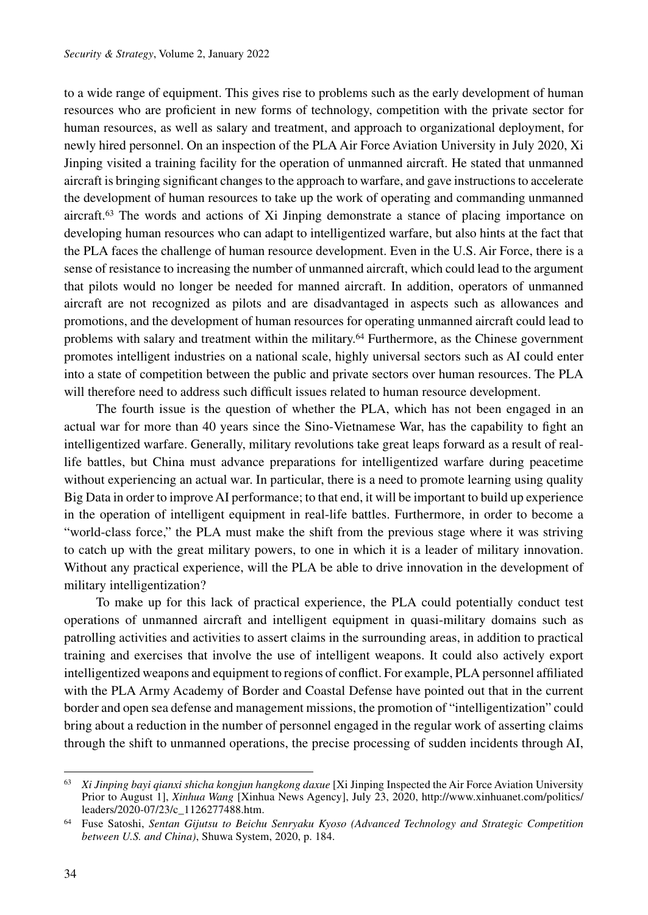to a wide range of equipment. This gives rise to problems such as the early development of human resources who are proficient in new forms of technology, competition with the private sector for human resources, as well as salary and treatment, and approach to organizational deployment, for newly hired personnel. On an inspection of the PLA Air Force Aviation University in July 2020, Xi Jinping visited a training facility for the operation of unmanned aircraft. He stated that unmanned aircraft is bringing significant changes to the approach to warfare, and gave instructions to accelerate the development of human resources to take up the work of operating and commanding unmanned aircraft.[63] The words and actions of Xi Jinping demonstrate a stance of placing importance on developing human resources who can adapt to intelligentized warfare, but also hints at the fact that the PLA faces the challenge of human resource development. Even in the U.S. Air Force, there is a sense of resistance to increasing the number of unmanned aircraft, which could lead to the argument that pilots would no longer be needed for manned aircraft. In addition, operators of unmanned aircraft are not recognized as pilots and are disadvantaged in aspects such as allowances and promotions, and the development of human resources for operating unmanned aircraft could lead to problems with salary and treatment within the military.[64] Furthermore, as the Chinese government promotes intelligent industries on a national scale, highly universal sectors such as AI could enter into a state of competition between the public and private sectors over human resources. The PLA will therefore need to address such difficult issues related to human resource development.

The fourth issue is the question of whether the PLA, which has not been engaged in an actual war for more than 40 years since the Sino-Vietnamese War, has the capability to fight an intelligentized warfare. Generally, military revolutions take great leaps forward as a result of real-life battles, but China must advance preparations for intelligentized warfare during peacetime without experiencing an actual war. In particular, there is a need to promote learning using quality Big Data in order to improve AI performance; to that end, it will be important to build up experience in the operation of intelligent equipment in real-life battles. Furthermore, in order to become a "world-class force," the PLA must make the shift from the previous stage where it was striving to catch up with the great military powers, to one in which it is a leader of military innovation. Without any practical experience, will the PLA be able to drive innovation in the development of military intelligentization?

To make up for this lack of practical experience, the PLA could potentially conduct test operations of unmanned aircraft and intelligent equipment in quasi-military domains such as patrolling activities and activities to assert claims in the surrounding areas, in addition to practical training and exercises that involve the use of intelligent weapons. It could also actively export intelligentized weapons and equipment to regions of conflict. For example, PLA personnel affiliated with the PLA Army Academy of Border and Coastal Defense have pointed out that in the current border and open sea defense and management missions, the promotion of "intelligentization" could bring about a reduction in the number of personnel engaged in the regular work of asserting claims through the shift to unmanned operations, the precise processing of sudden incidents through AI,

---

[63] *Xi Jinping bayi qianxi shicha kongjun hangkong daxue* [Xi Jinping Inspected the Air Force Aviation University Prior to August 1], *Xinhua Wang* [Xinhua News Agency], July 23, 2020, http://www.xinhuanet.com/politics/leaders/2020-07/23/c_1126277488.htm.

[64] Fuse Satoshi, *Sentan Gijutsu to Beichu Senryaku Kyoso (Advanced Technology and Strategic Competition between U.S. and China)*, Shuwa System, 2020, p. 184.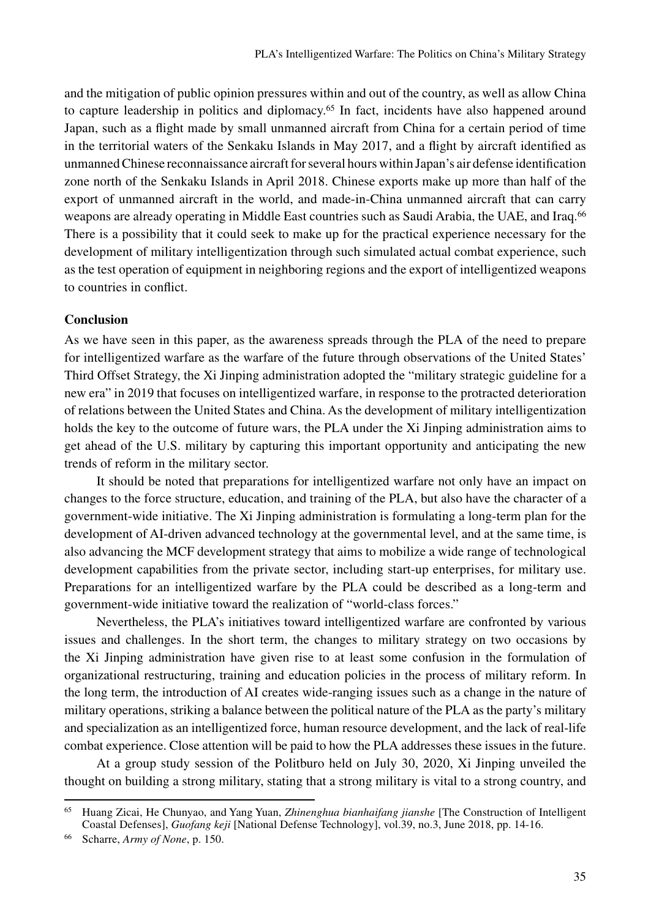and the mitigation of public opinion pressures within and out of the country, as well as allow China to capture leadership in politics and diplomacy.[65] In fact, incidents have also happened around Japan, such as a flight made by small unmanned aircraft from China for a certain period of time in the territorial waters of the Senkaku Islands in May 2017, and a flight by aircraft identified as unmanned Chinese reconnaissance aircraft for several hours within Japan's air defense identification zone north of the Senkaku Islands in April 2018. Chinese exports make up more than half of the export of unmanned aircraft in the world, and made-in-China unmanned aircraft that can carry weapons are already operating in Middle East countries such as Saudi Arabia, the UAE, and Iraq.[66] There is a possibility that it could seek to make up for the practical experience necessary for the development of military intelligentization through such simulated actual combat experience, such as the test operation of equipment in neighboring regions and the export of intelligentized weapons to countries in conflict.

**Conclusion**

As we have seen in this paper, as the awareness spreads through the PLA of the need to prepare for intelligentized warfare as the warfare of the future through observations of the United States' Third Offset Strategy, the Xi Jinping administration adopted the "military strategic guideline for a new era" in 2019 that focuses on intelligentized warfare, in response to the protracted deterioration of relations between the United States and China. As the development of military intelligentization holds the key to the outcome of future wars, the PLA under the Xi Jinping administration aims to get ahead of the U.S. military by capturing this important opportunity and anticipating the new trends of reform in the military sector.

It should be noted that preparations for intelligentized warfare not only have an impact on changes to the force structure, education, and training of the PLA, but also have the character of a government-wide initiative. The Xi Jinping administration is formulating a long-term plan for the development of AI-driven advanced technology at the governmental level, and at the same time, is also advancing the MCF development strategy that aims to mobilize a wide range of technological development capabilities from the private sector, including start-up enterprises, for military use. Preparations for an intelligentized warfare by the PLA could be described as a long-term and government-wide initiative toward the realization of "world-class forces."

Nevertheless, the PLA's initiatives toward intelligentized warfare are confronted by various issues and challenges. In the short term, the changes to military strategy on two occasions by the Xi Jinping administration have given rise to at least some confusion in the formulation of organizational restructuring, training and education policies in the process of military reform. In the long term, the introduction of AI creates wide-ranging issues such as a change in the nature of military operations, striking a balance between the political nature of the PLA as the party's military and specialization as an intelligentized force, human resource development, and the lack of real-life combat experience. Close attention will be paid to how the PLA addresses these issues in the future.

At a group study session of the Politburo held on July 30, 2020, Xi Jinping unveiled the thought on building a strong military, stating that a strong military is vital to a strong country, and

---

[65] Huang Zicai, He Chunyao, and Yang Yuan, *Zhinenghua bianhaifang jianshe* [The Construction of Intelligent Coastal Defenses], *Guofang keji* [National Defense Technology], vol.39, no.3, June 2018, pp. 14-16.

[66] Scharre, *Army of None*, p. 150.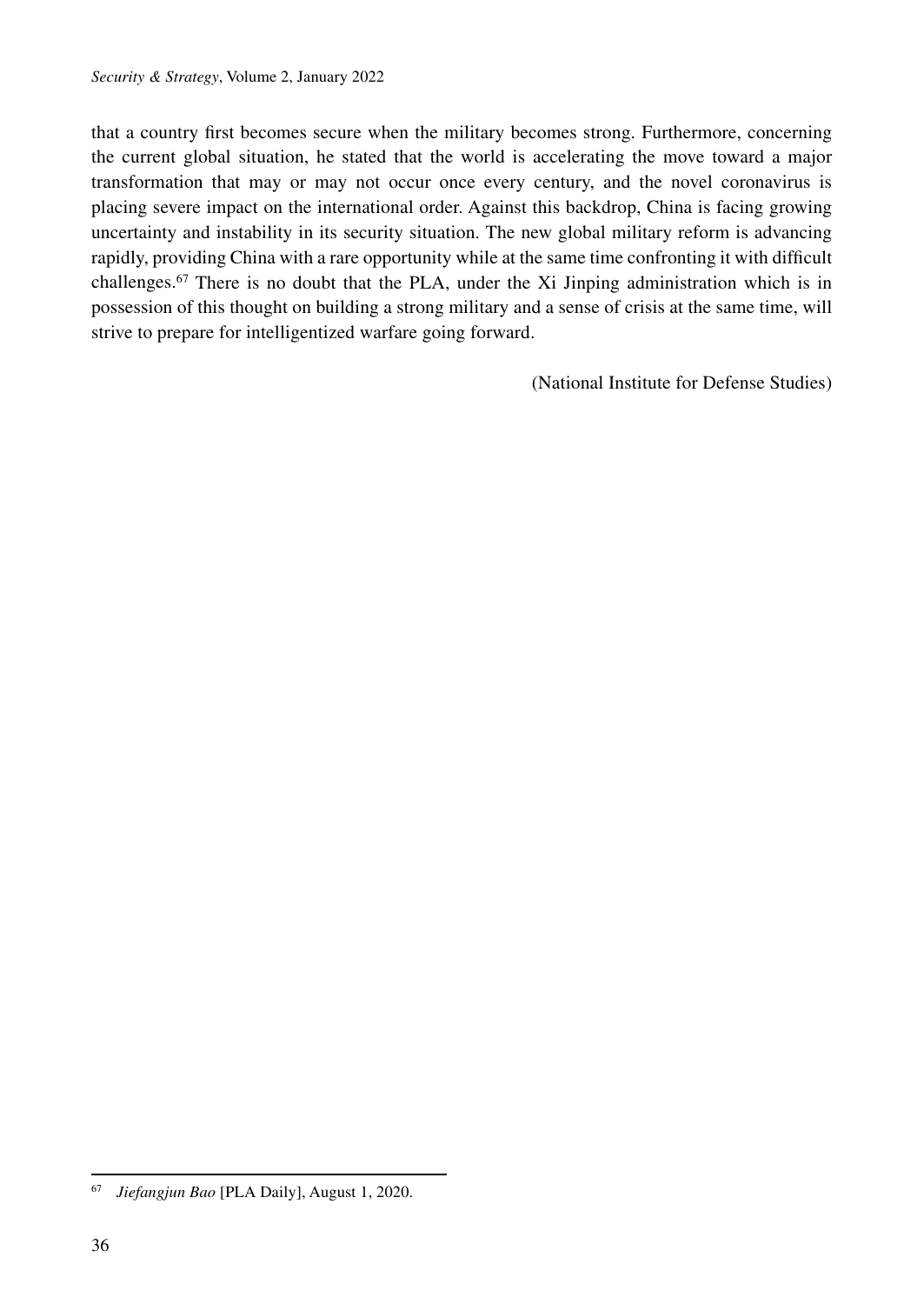that a country first becomes secure when the military becomes strong. Furthermore, concerning the current global situation, he stated that the world is accelerating the move toward a major transformation that may or may not occur once every century, and the novel coronavirus is placing severe impact on the international order. Against this backdrop, China is facing growing uncertainty and instability in its security situation. The new global military reform is advancing rapidly, providing China with a rare opportunity while at the same time confronting it with difficult challenges.[67] There is no doubt that the PLA, under the Xi Jinping administration which is in possession of this thought on building a strong military and a sense of crisis at the same time, will strive to prepare for intelligentized warfare going forward.

(National Institute for Defense Studies)

---

[67] *Jiefangjun Bao* [PLA Daily], August 1, 2020.